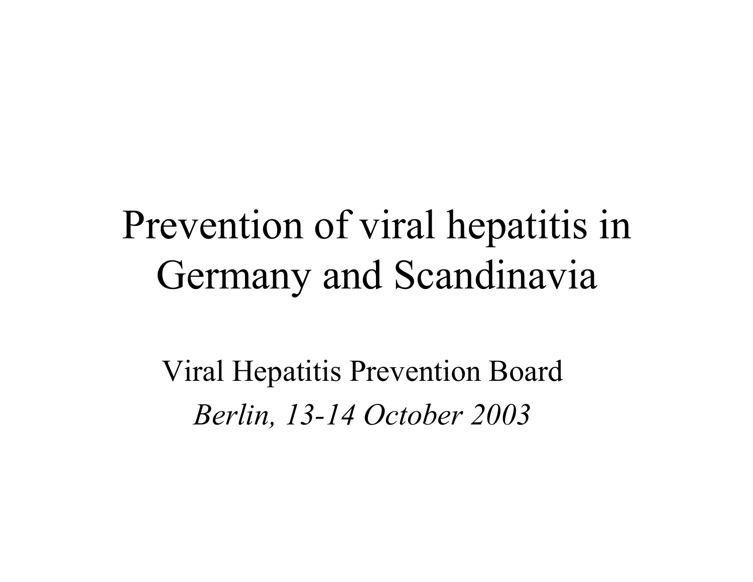# Prevention of viral hepatitis in Germany and Scandinavia

Viral Hepatitis Prevention Board

*Berlin, 13-14 October 2003*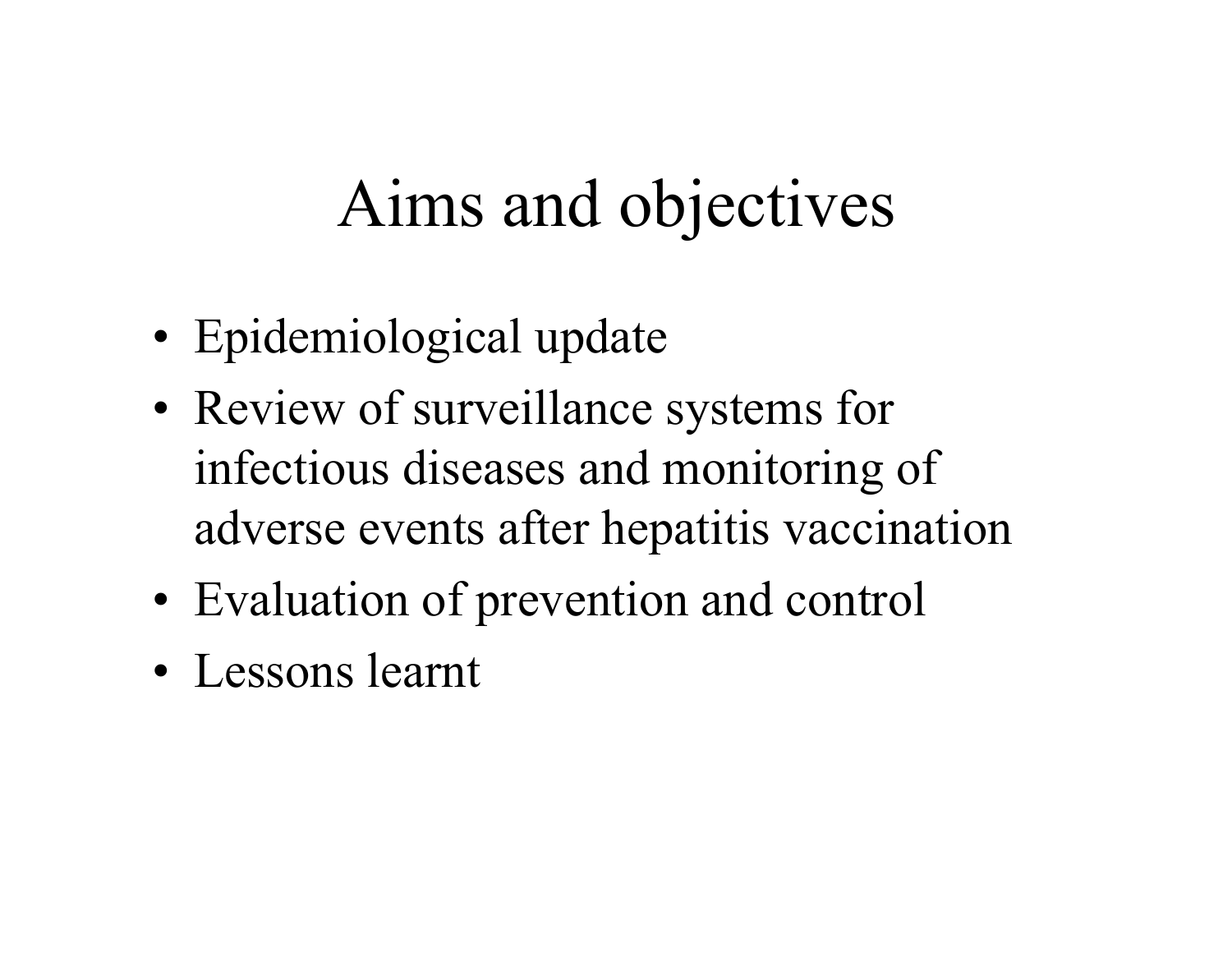# Aims and objectives

- Epidemiological update
- Review of surveillance systems for infectious diseases and monitoring of adverse events after hepatitis vaccination
- Evaluation of prevention and control
- Lessons learnt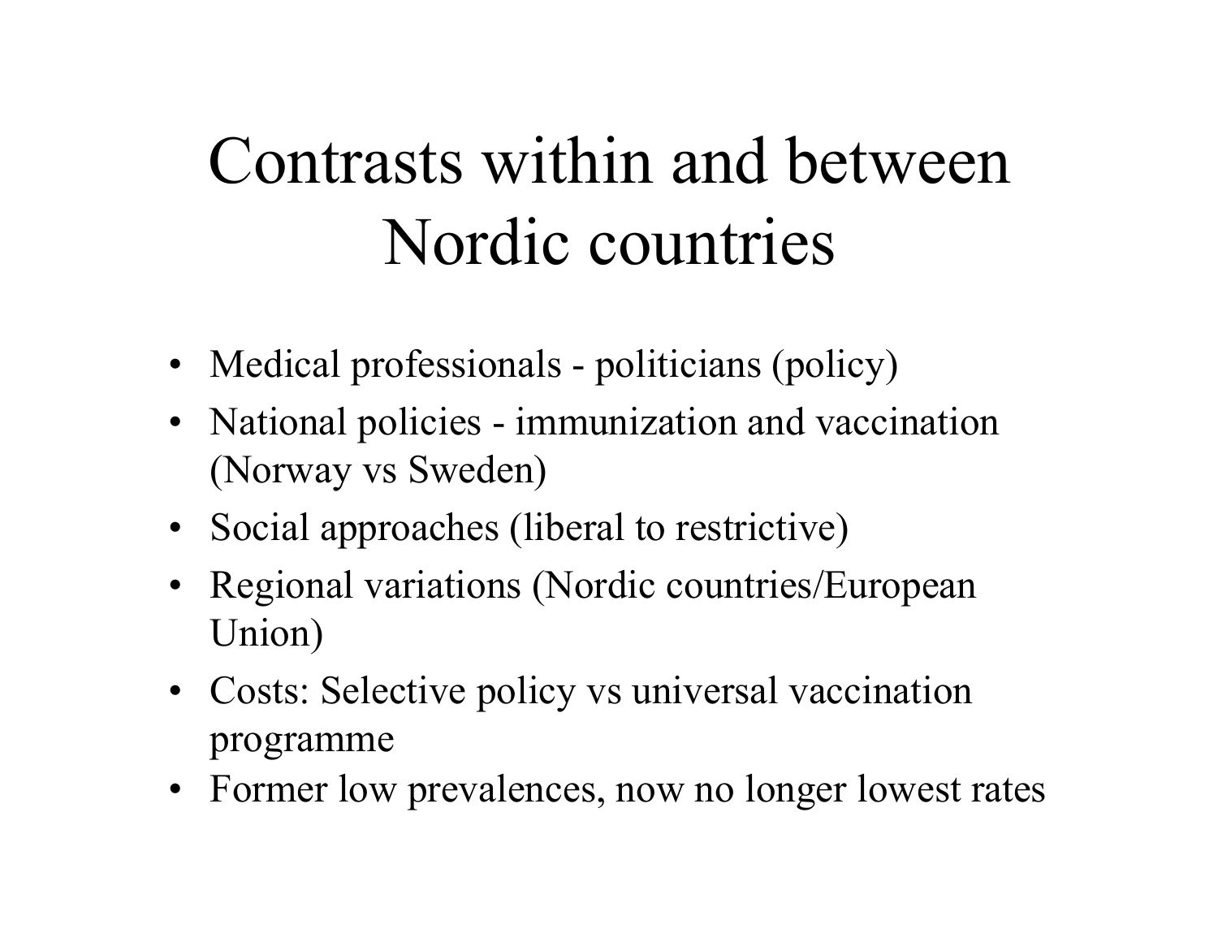# Contrasts within and between Nordic countries

- Medical professionals - politicians (policy)
- National policies - immunization and vaccination (Norway vs Sweden)
- Social approaches (liberal to restrictive)
- Regional variations (Nordic countries/European Union)
- Costs: Selective policy vs universal vaccination programme
- Former low prevalences, now no longer lowest rates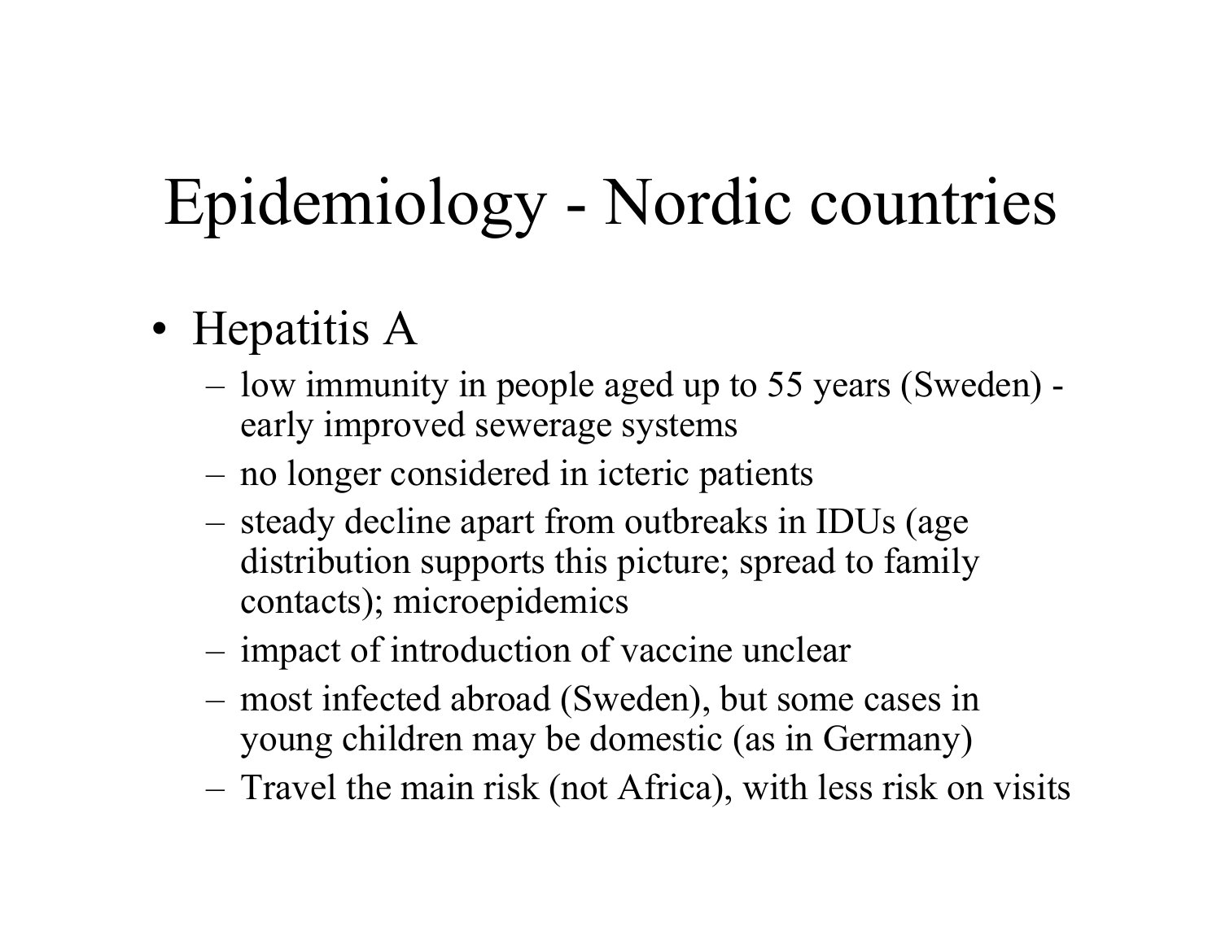# Epidemiology - Nordic countries

- Hepatitis A
  - low immunity in people aged up to 55 years (Sweden) - early improved sewerage systems
  - no longer considered in icteric patients
  - steady decline apart from outbreaks in IDUs (age distribution supports this picture; spread to family contacts); microepidemics
  - impact of introduction of vaccine unclear
  - most infected abroad (Sweden), but some cases in young children may be domestic (as in Germany)
  - Travel the main risk (not Africa), with less risk on visits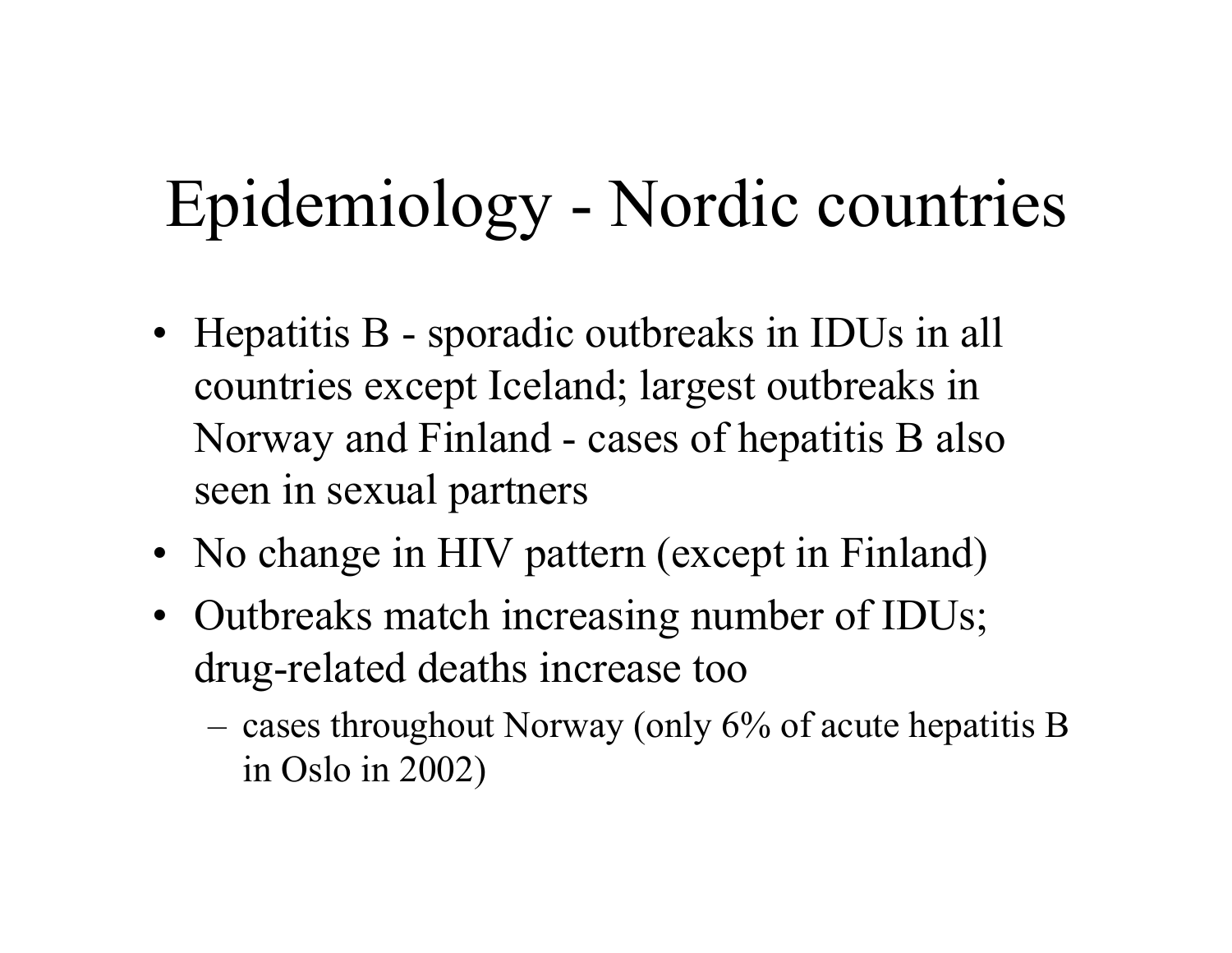# Epidemiology - Nordic countries

- Hepatitis B - sporadic outbreaks in IDUs in all countries except Iceland; largest outbreaks in Norway and Finland - cases of hepatitis B also seen in sexual partners
- No change in HIV pattern (except in Finland)
- Outbreaks match increasing number of IDUs; drug-related deaths increase too
  - cases throughout Norway (only 6% of acute hepatitis B in Oslo in 2002)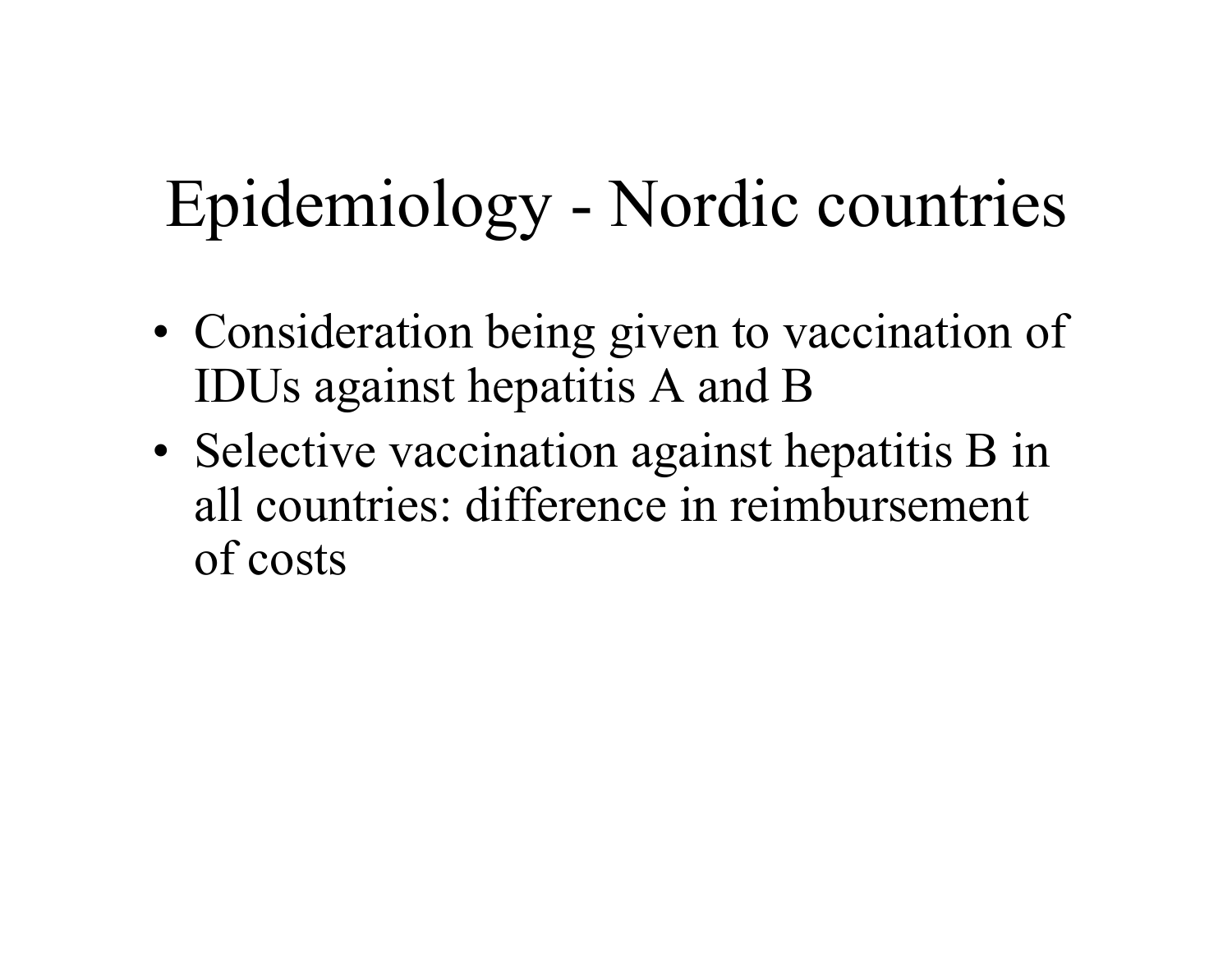# Epidemiology - Nordic countries

- Consideration being given to vaccination of IDUs against hepatitis A and B
- Selective vaccination against hepatitis B in all countries: difference in reimbursement of costs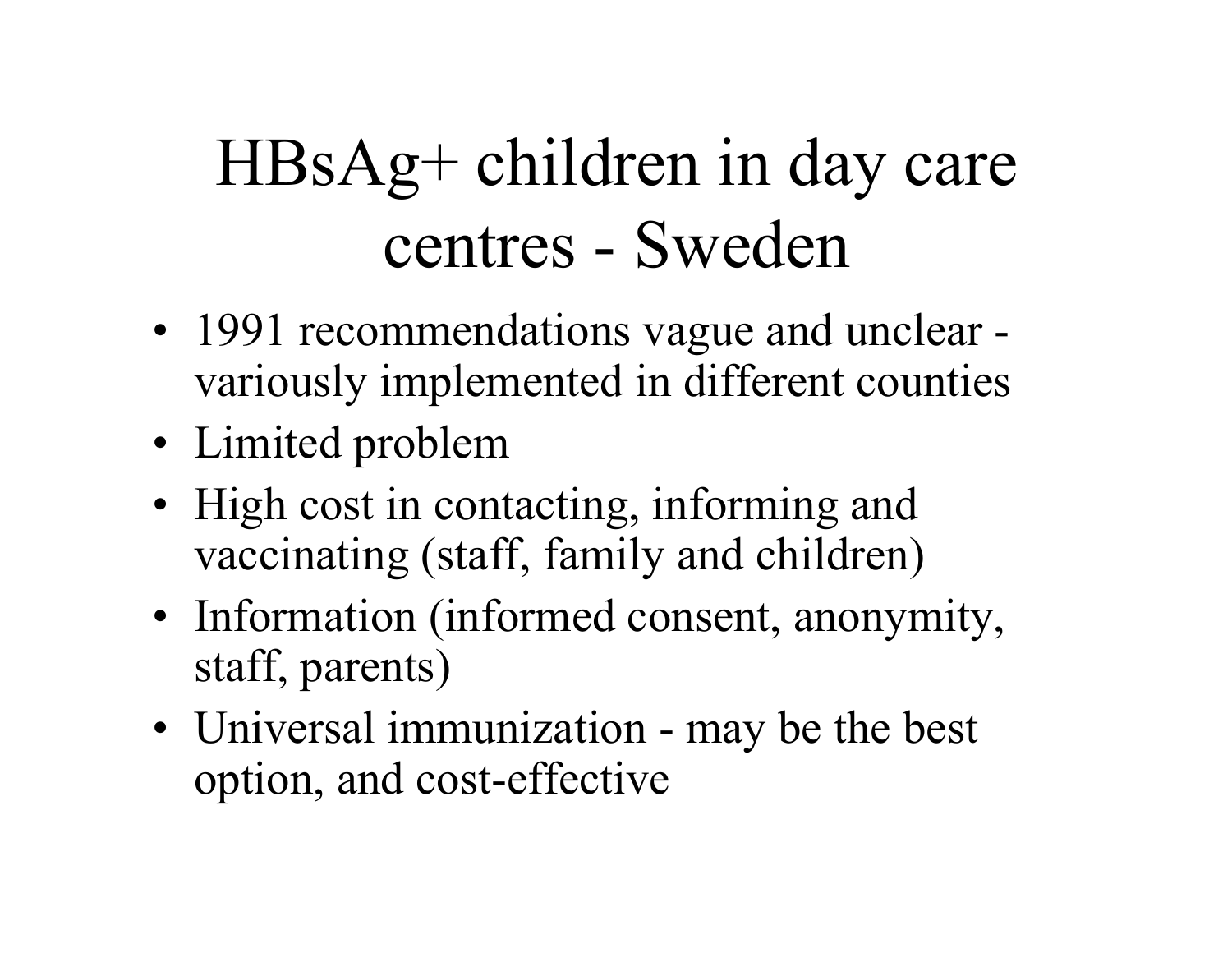# HBsAg+ children in day care centres - Sweden

- 1991 recommendations vague and unclear - variously implemented in different counties
- Limited problem
- High cost in contacting, informing and vaccinating (staff, family and children)
- Information (informed consent, anonymity, staff, parents)
- Universal immunization - may be the best option, and cost-effective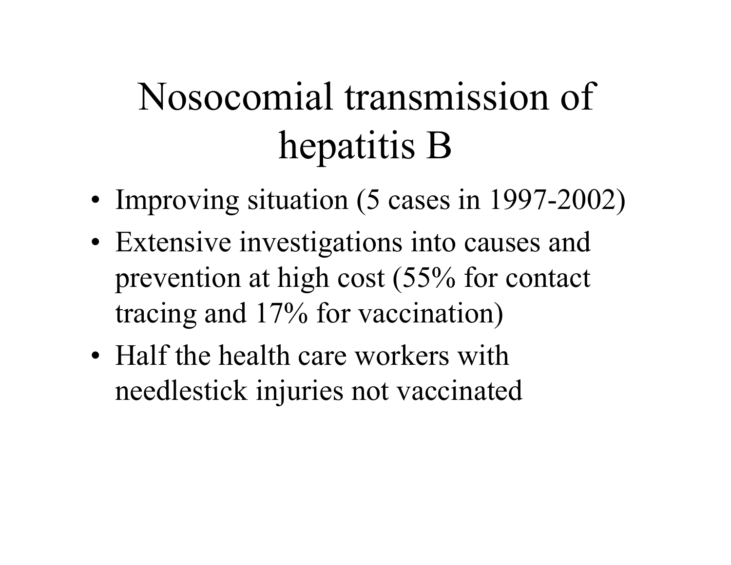# Nosocomial transmission of hepatitis B

- Improving situation (5 cases in 1997-2002)
- Extensive investigations into causes and prevention at high cost (55% for contact tracing and 17% for vaccination)
- Half the health care workers with needlestick injuries not vaccinated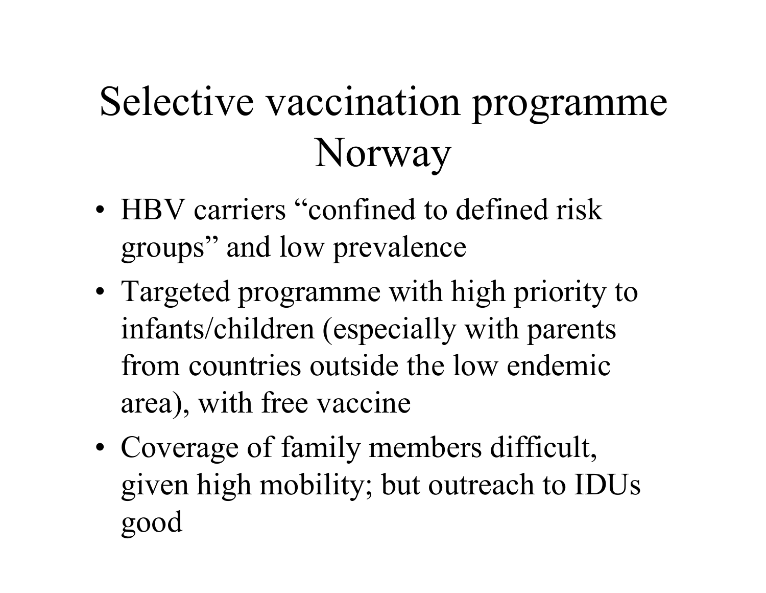# Selective vaccination programme Norway

- HBV carriers “confined to defined risk groups” and low prevalence
- Targeted programme with high priority to infants/children (especially with parents from countries outside the low endemic area), with free vaccine
- Coverage of family members difficult, given high mobility; but outreach to IDUs good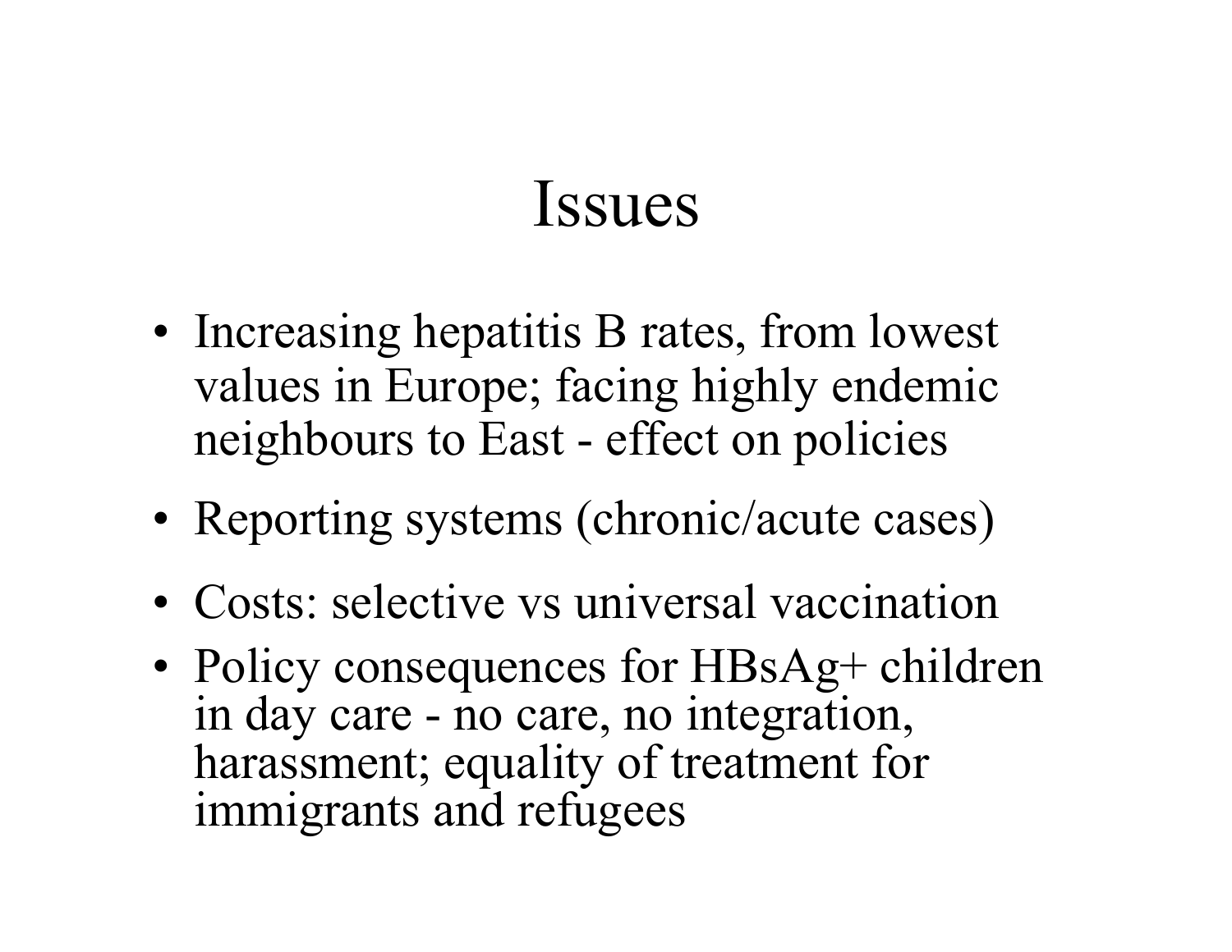# Issues

- Increasing hepatitis B rates, from lowest values in Europe; facing highly endemic neighbours to East - effect on policies
- Reporting systems (chronic/acute cases)
- Costs: selective vs universal vaccination
- Policy consequences for HBsAg+ children in day care - no care, no integration, harassment; equality of treatment for immigrants and refugees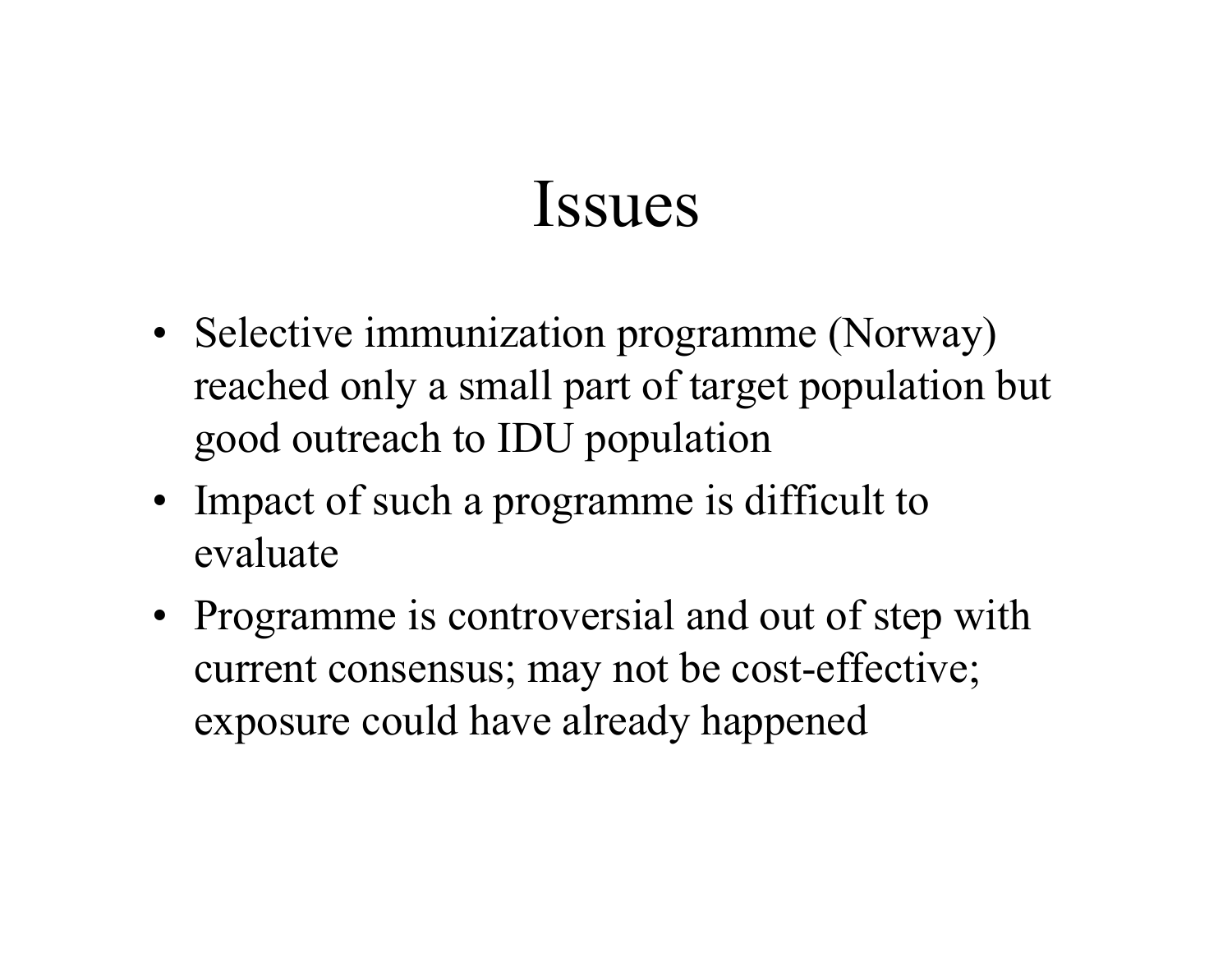# Issues

- Selective immunization programme (Norway) reached only a small part of target population but good outreach to IDU population
- Impact of such a programme is difficult to evaluate
- Programme is controversial and out of step with current consensus; may not be cost-effective; exposure could have already happened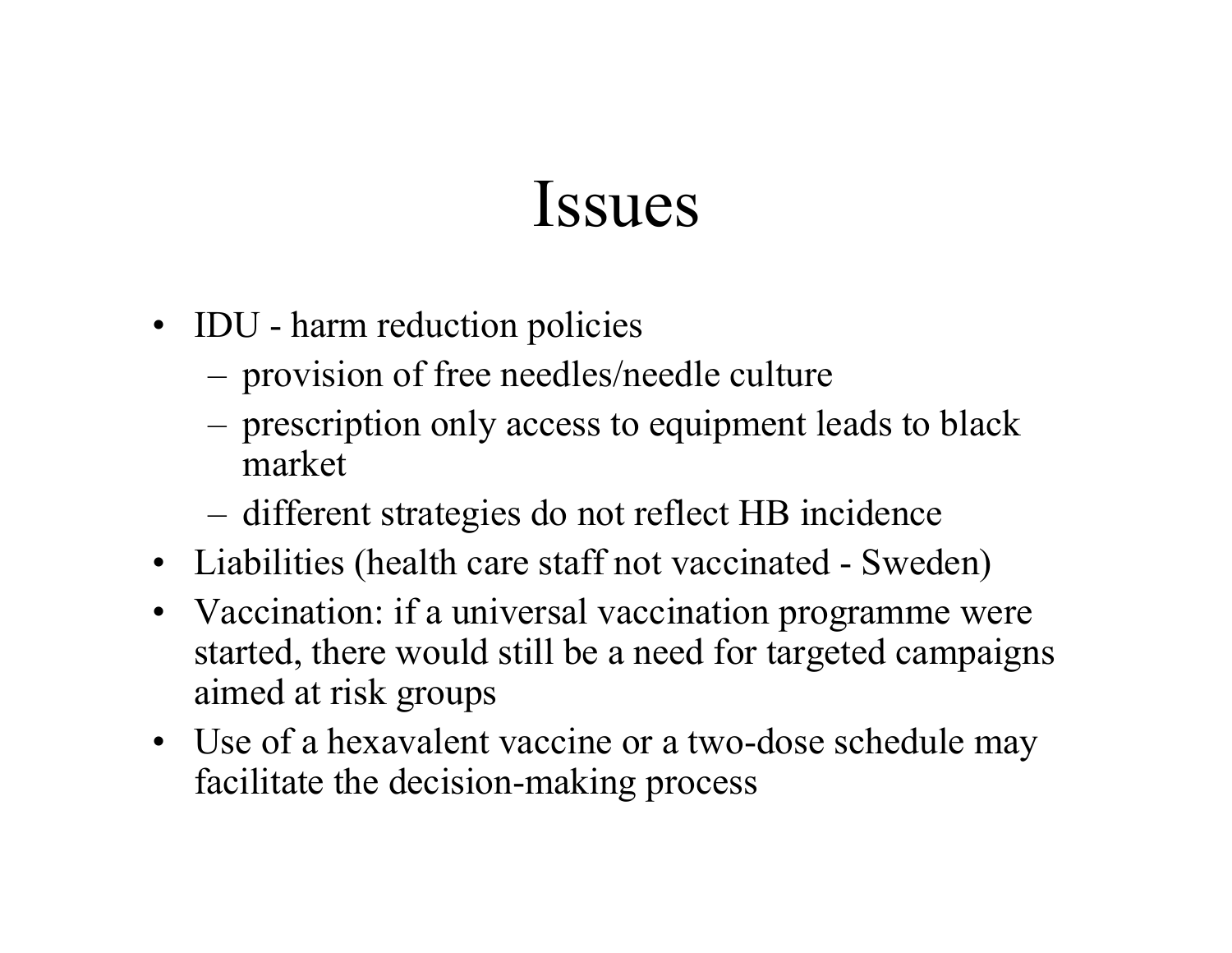# Issues

- IDU - harm reduction policies
  - provision of free needles/needle culture
  - prescription only access to equipment leads to black market
  - different strategies do not reflect HB incidence
- Liabilities (health care staff not vaccinated - Sweden)
- Vaccination: if a universal vaccination programme were started, there would still be a need for targeted campaigns aimed at risk groups
- Use of a hexavalent vaccine or a two-dose schedule may facilitate the decision-making process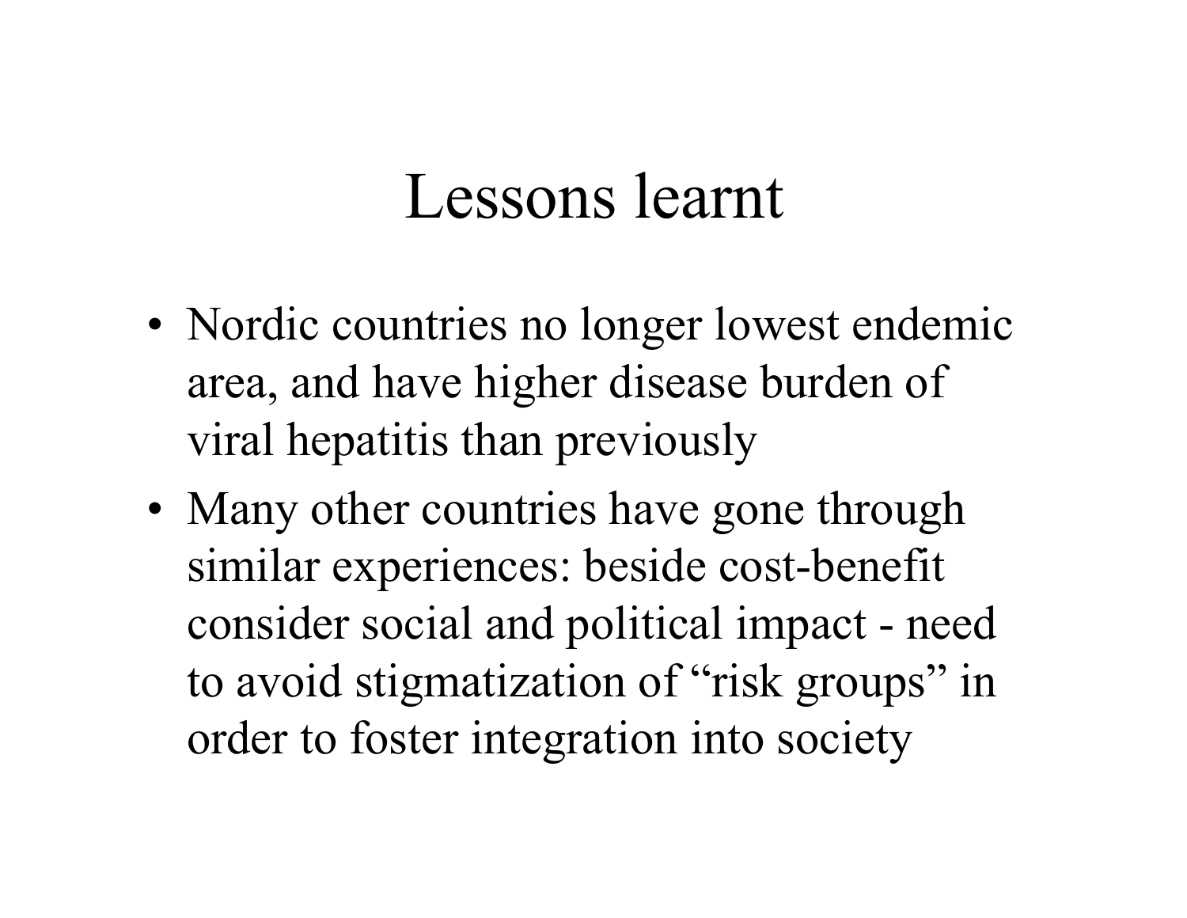# Lessons learnt

- Nordic countries no longer lowest endemic area, and have higher disease burden of viral hepatitis than previously
- Many other countries have gone through similar experiences: beside cost-benefit consider social and political impact - need to avoid stigmatization of "risk groups" in order to foster integration into society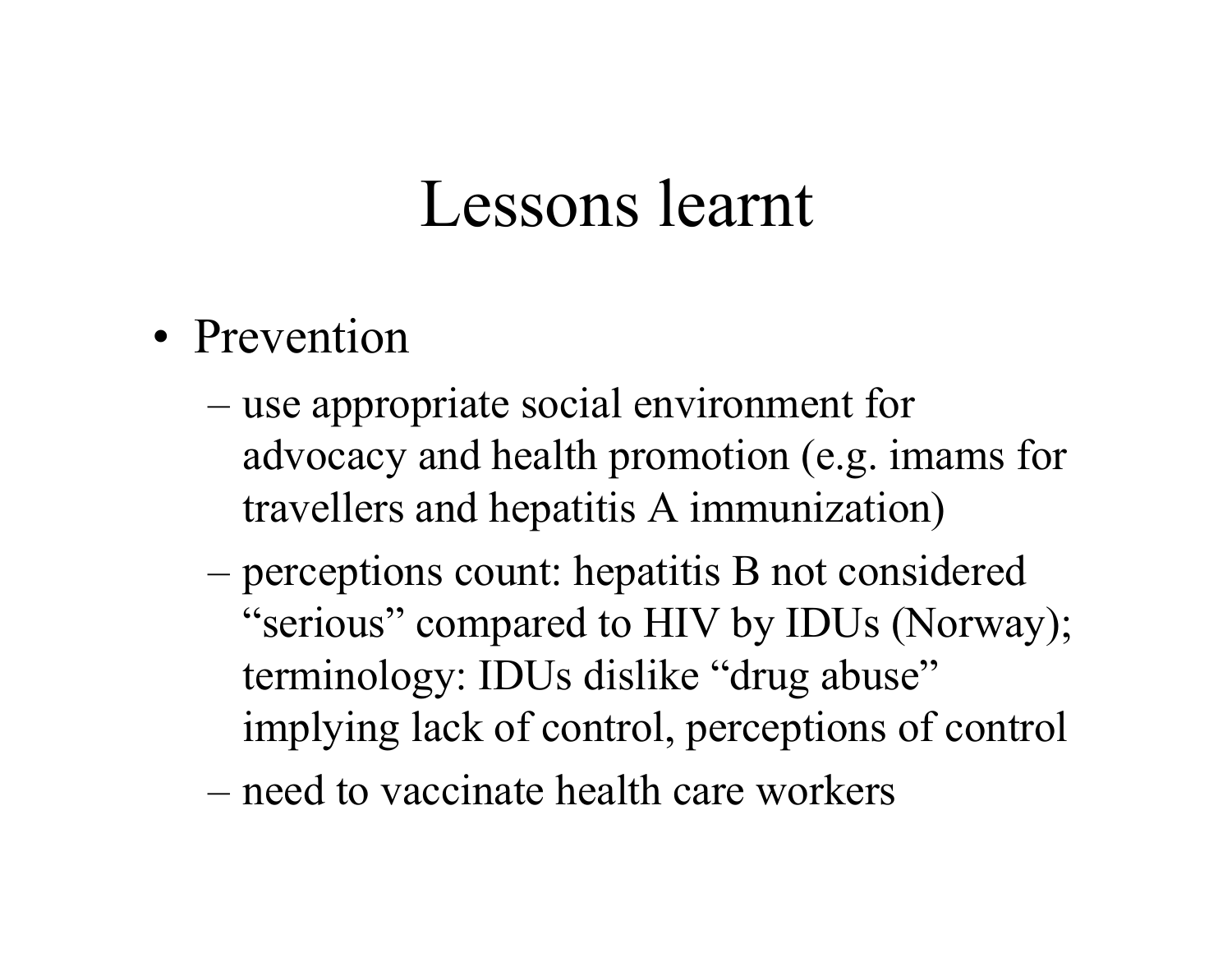# Lessons learnt

- Prevention
  - use appropriate social environment for advocacy and health promotion (e.g. imams for travellers and hepatitis A immunization)
  - perceptions count: hepatitis B not considered "serious" compared to HIV by IDUs (Norway); terminology: IDUs dislike "drug abuse" implying lack of control, perceptions of control
  - need to vaccinate health care workers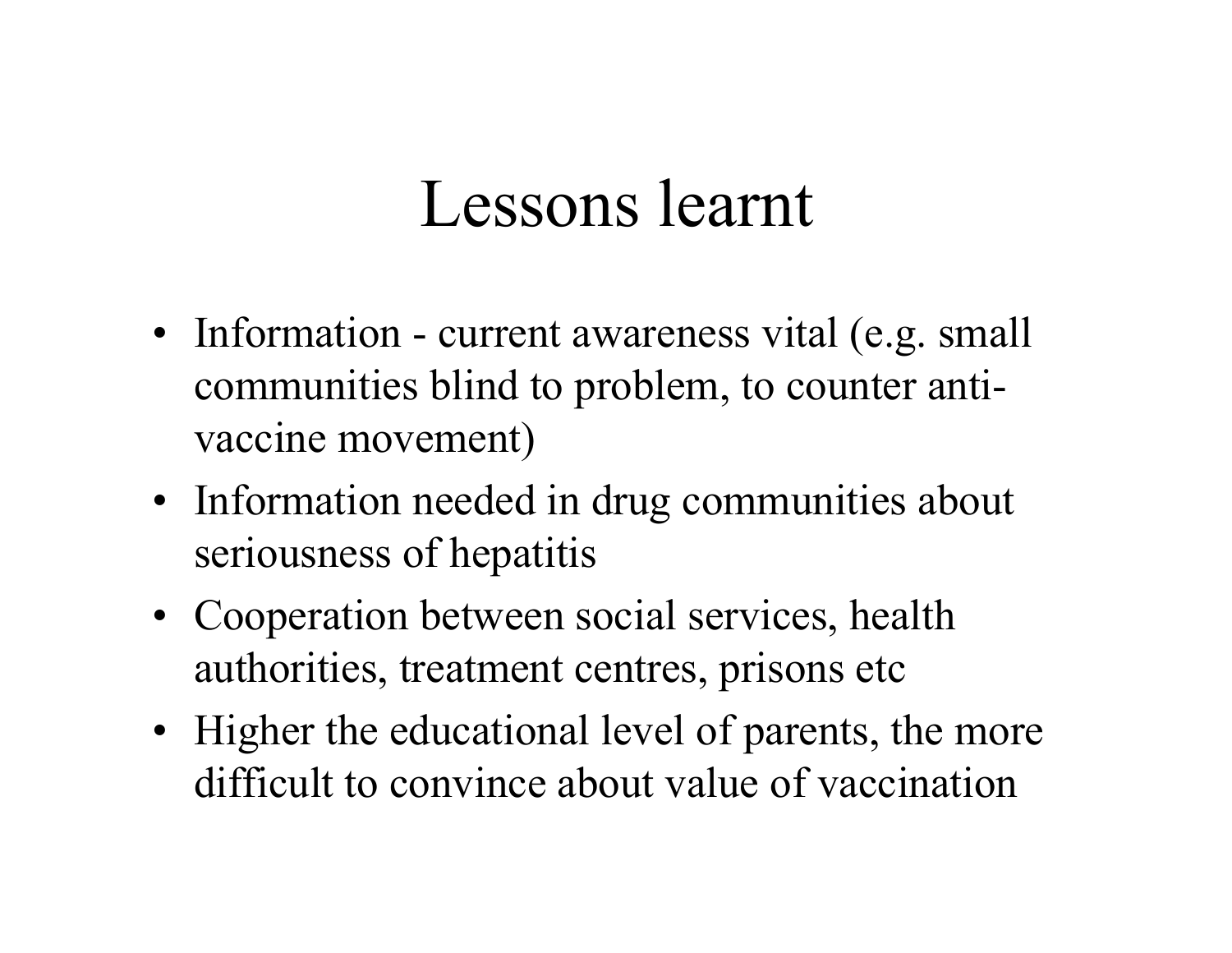# Lessons learnt

- Information - current awareness vital (e.g. small communities blind to problem, to counter anti-vaccine movement)
- Information needed in drug communities about seriousness of hepatitis
- Cooperation between social services, health authorities, treatment centres, prisons etc
- Higher the educational level of parents, the more difficult to convince about value of vaccination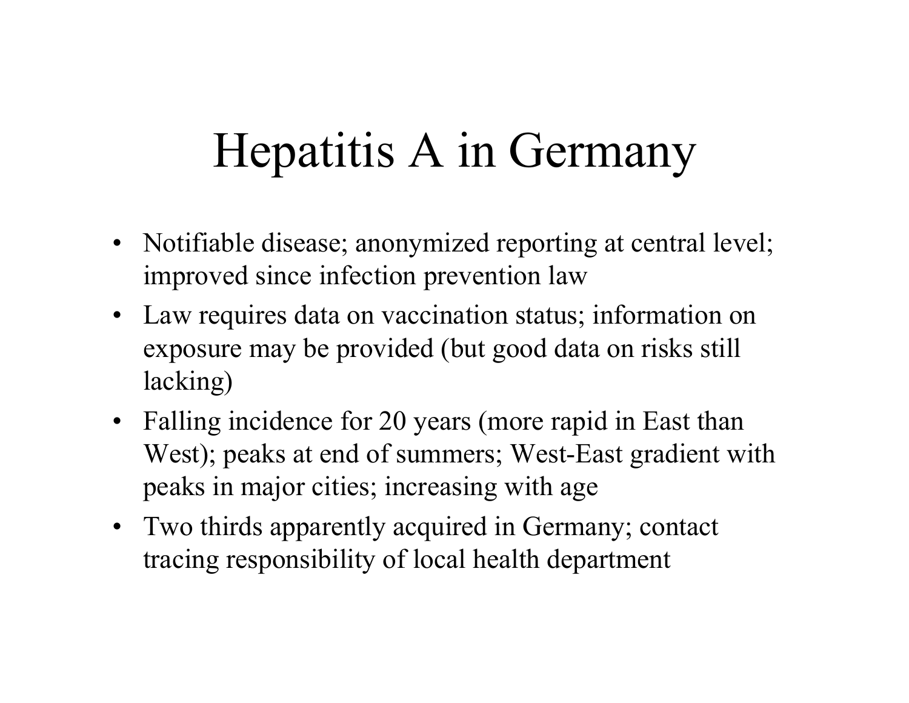# Hepatitis A in Germany

- Notifiable disease; anonymized reporting at central level; improved since infection prevention law
- Law requires data on vaccination status; information on exposure may be provided (but good data on risks still lacking)
- Falling incidence for 20 years (more rapid in East than West); peaks at end of summers; West-East gradient with peaks in major cities; increasing with age
- Two thirds apparently acquired in Germany; contact tracing responsibility of local health department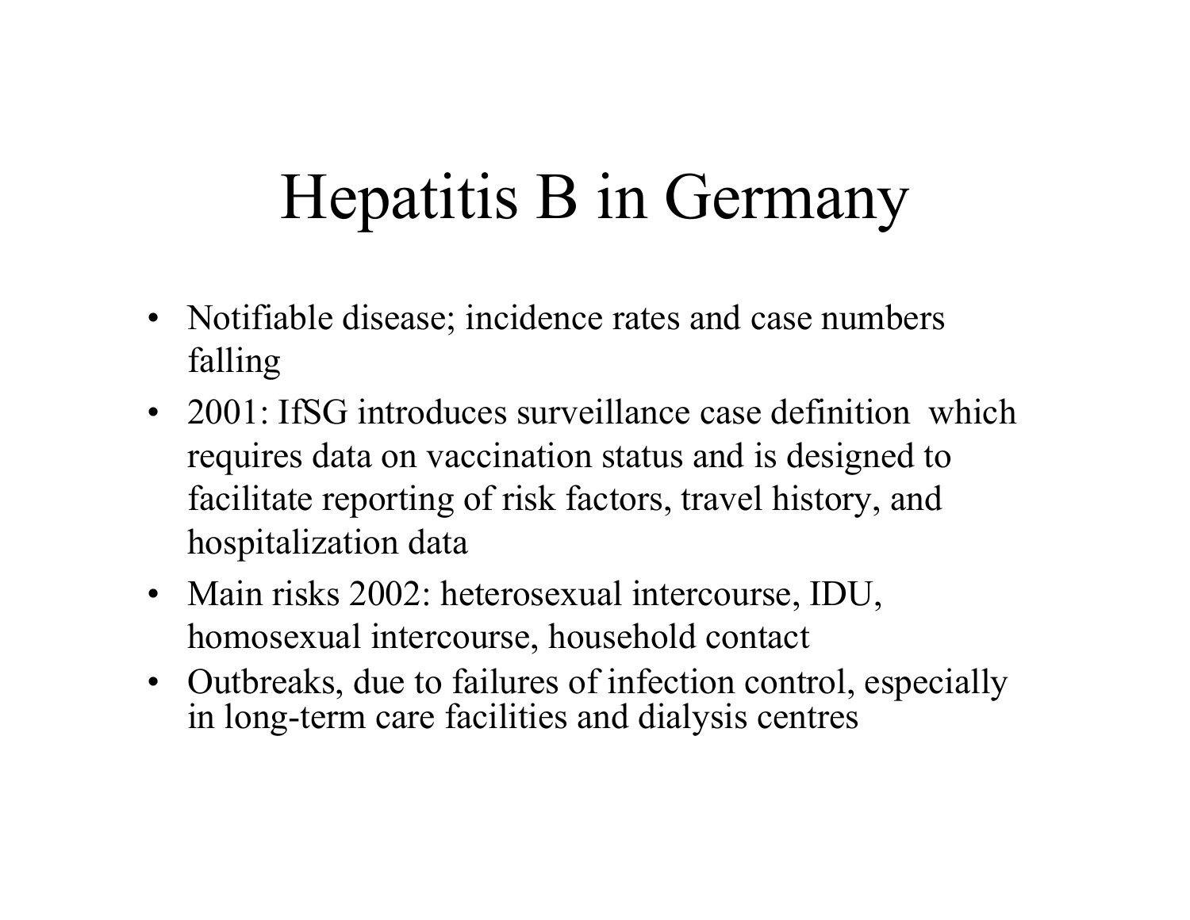# Hepatitis B in Germany

- Notifiable disease; incidence rates and case numbers falling
- 2001: IfSG introduces surveillance case definition which requires data on vaccination status and is designed to facilitate reporting of risk factors, travel history, and hospitalization data
- Main risks 2002: heterosexual intercourse, IDU, homosexual intercourse, household contact
- Outbreaks, due to failures of infection control, especially in long-term care facilities and dialysis centres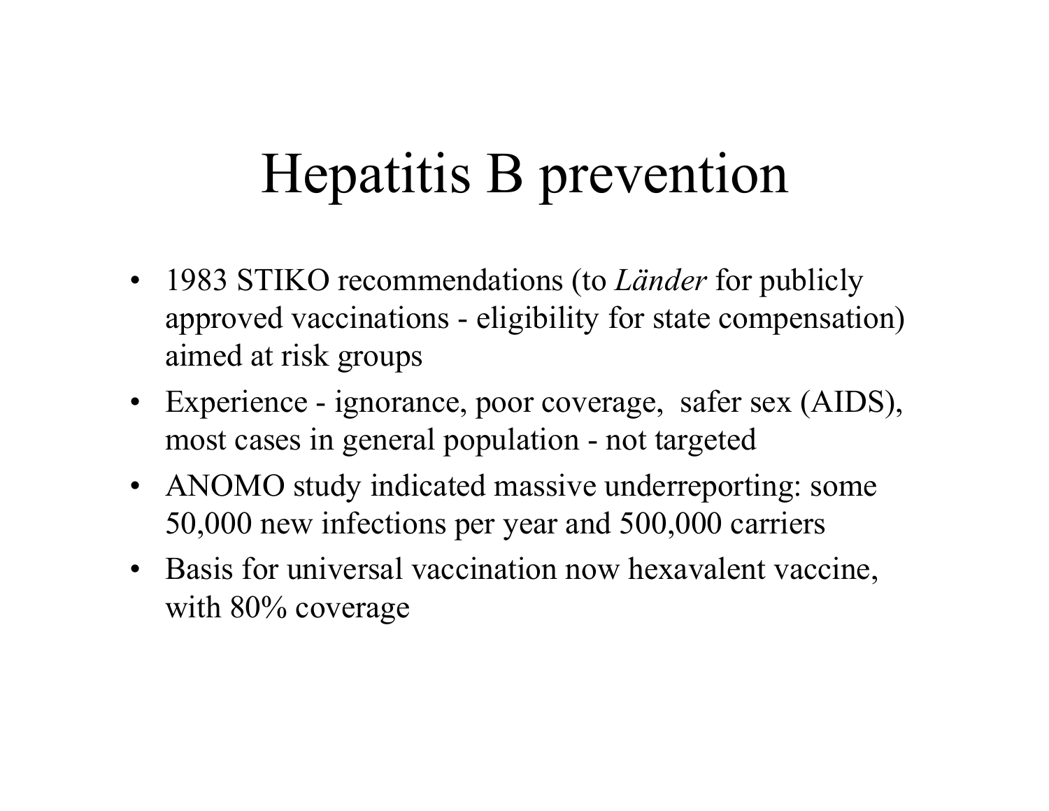# Hepatitis B prevention

- 1983 STIKO recommendations (to *Länder* for publicly approved vaccinations - eligibility for state compensation) aimed at risk groups
- Experience - ignorance, poor coverage, safer sex (AIDS), most cases in general population - not targeted
- ANOMO study indicated massive underreporting: some 50,000 new infections per year and 500,000 carriers
- Basis for universal vaccination now hexavalent vaccine, with 80% coverage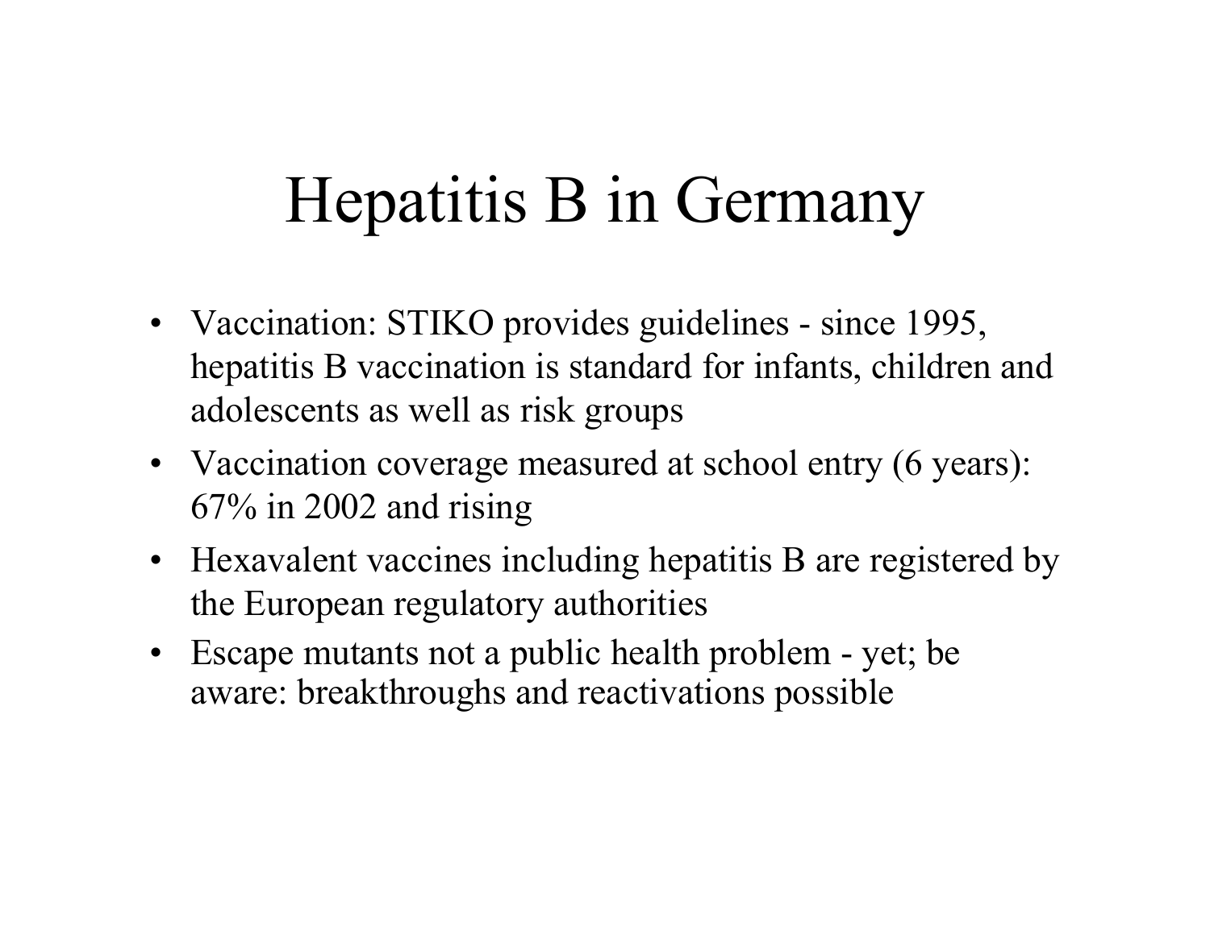# Hepatitis B in Germany

- Vaccination: STIKO provides guidelines - since 1995, hepatitis B vaccination is standard for infants, children and adolescents as well as risk groups
- Vaccination coverage measured at school entry (6 years): 67% in 2002 and rising
- Hexavalent vaccines including hepatitis B are registered by the European regulatory authorities
- Escape mutants not a public health problem - yet; be aware: breakthroughs and reactivations possible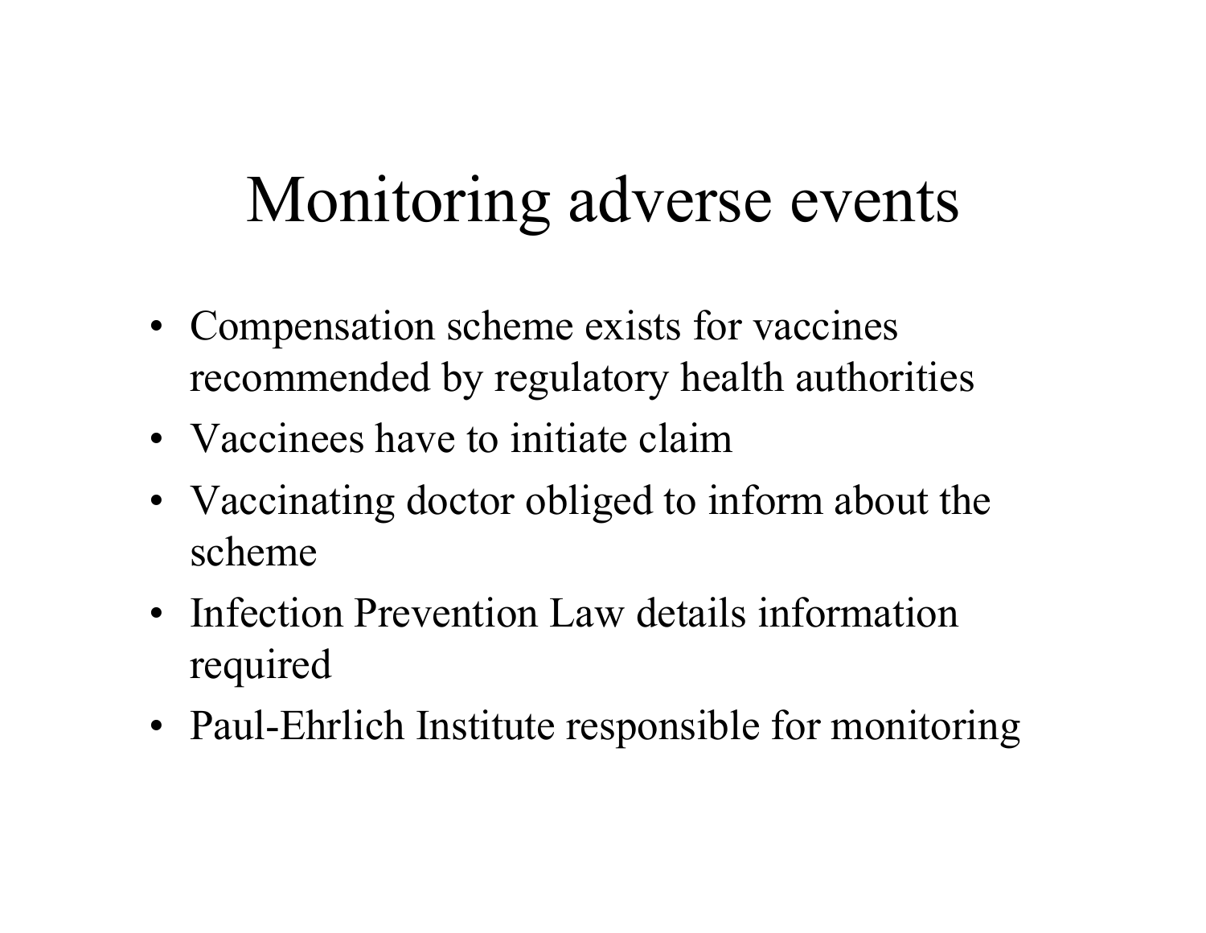# Monitoring adverse events

- Compensation scheme exists for vaccines recommended by regulatory health authorities
- Vaccinees have to initiate claim
- Vaccinating doctor obliged to inform about the scheme
- Infection Prevention Law details information required
- Paul-Ehrlich Institute responsible for monitoring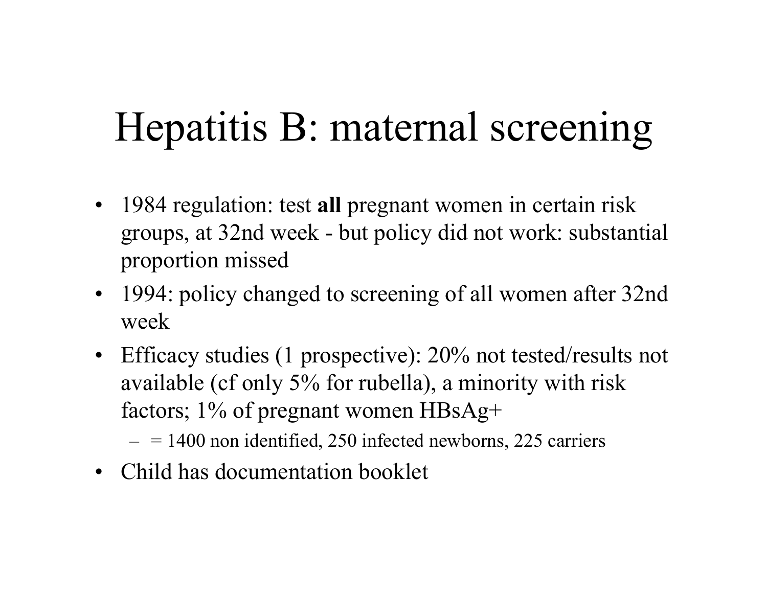# Hepatitis B: maternal screening

- 1984 regulation: test **all** pregnant women in certain risk groups, at 32nd week - but policy did not work: substantial proportion missed
- 1994: policy changed to screening of all women after 32nd week
- Efficacy studies (1 prospective): 20% not tested/results not available (cf only 5% for rubella), a minority with risk factors; 1% of pregnant women HBsAg+
  - = 1400 non identified, 250 infected newborns, 225 carriers
- Child has documentation booklet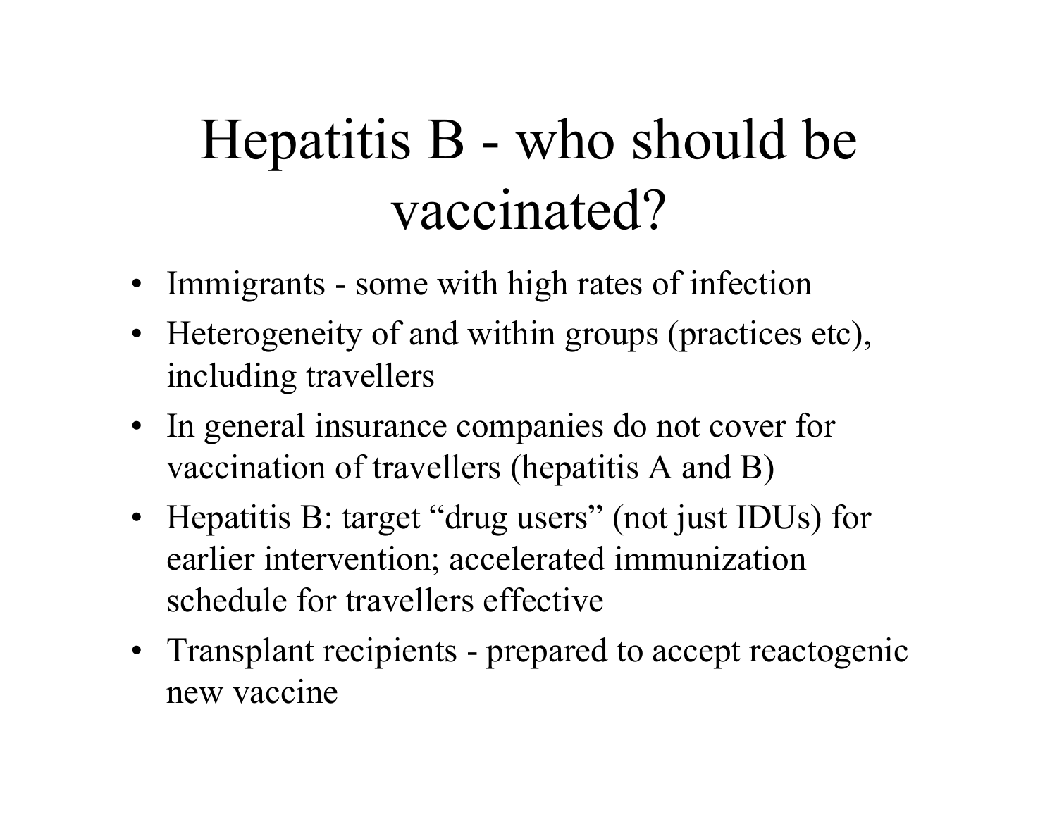# Hepatitis B - who should be vaccinated?

- Immigrants - some with high rates of infection
- Heterogeneity of and within groups (practices etc), including travellers
- In general insurance companies do not cover for vaccination of travellers (hepatitis A and B)
- Hepatitis B: target "drug users" (not just IDUs) for earlier intervention; accelerated immunization schedule for travellers effective
- Transplant recipients - prepared to accept reactogenic new vaccine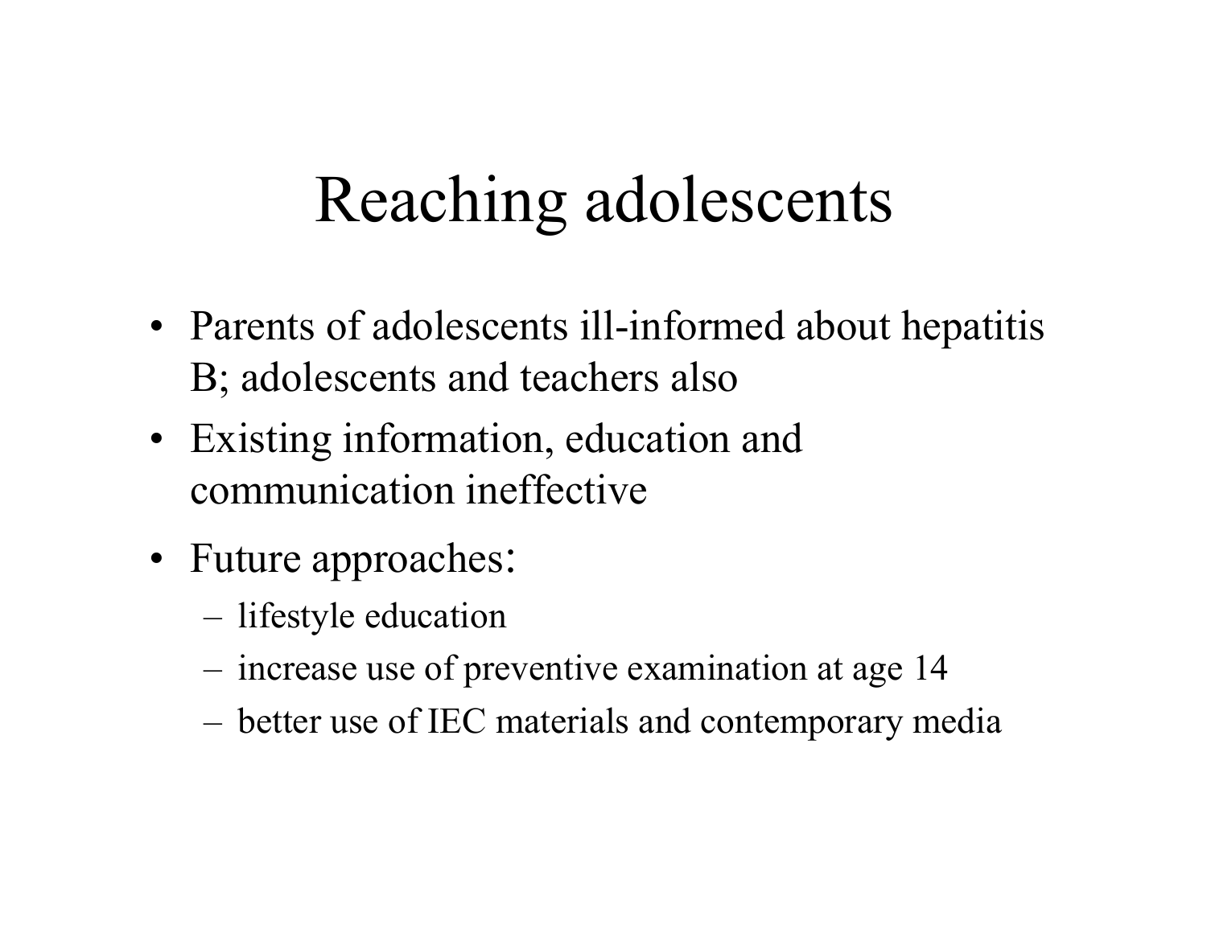# Reaching adolescents

- Parents of adolescents ill-informed about hepatitis B; adolescents and teachers also
- Existing information, education and communication ineffective
- Future approaches:
  - lifestyle education
  - increase use of preventive examination at age 14
  - better use of IEC materials and contemporary media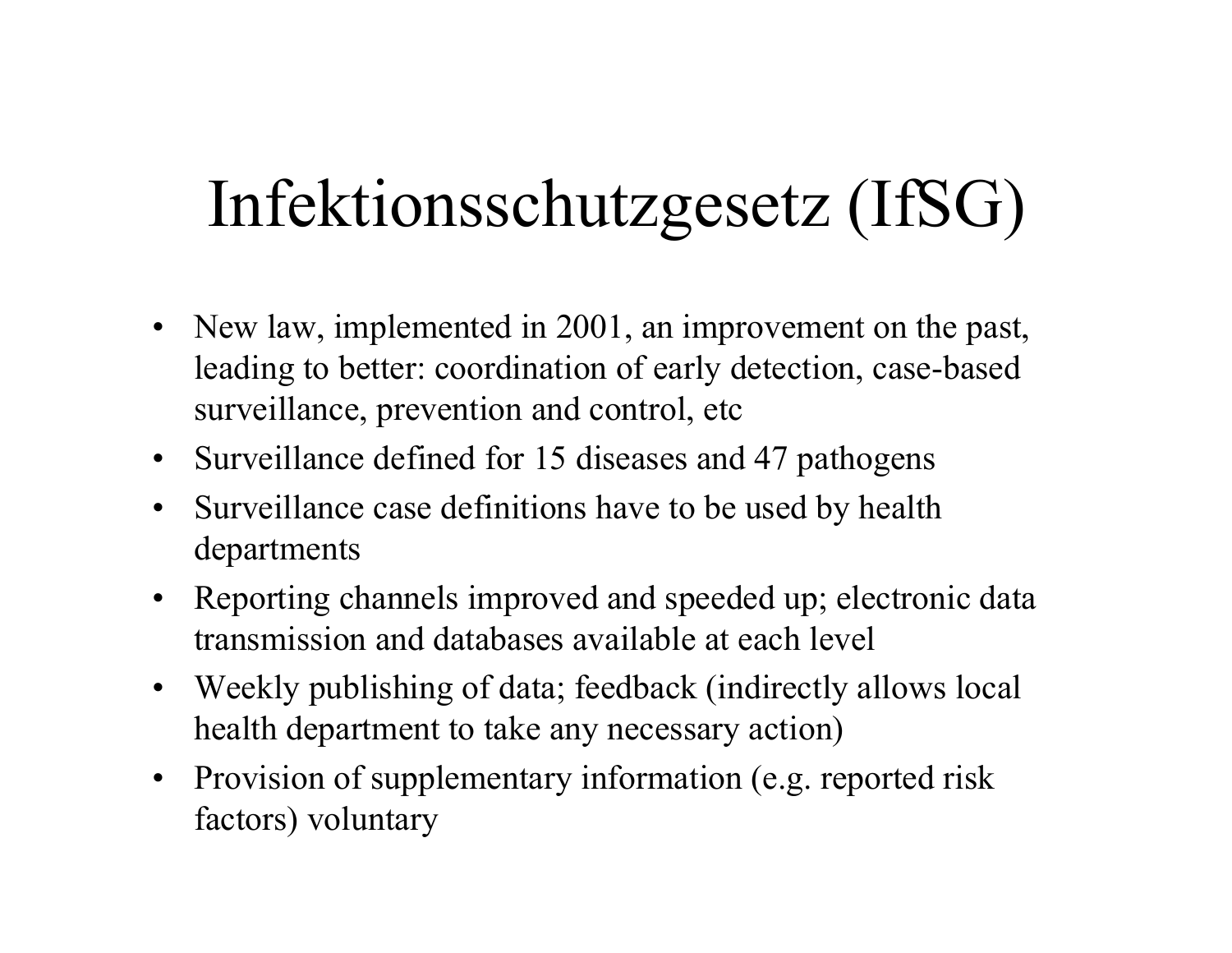# Infektionsschutzgesetz (IfSG)

- New law, implemented in 2001, an improvement on the past, leading to better: coordination of early detection, case-based surveillance, prevention and control, etc
- Surveillance defined for 15 diseases and 47 pathogens
- Surveillance case definitions have to be used by health departments
- Reporting channels improved and speeded up; electronic data transmission and databases available at each level
- Weekly publishing of data; feedback (indirectly allows local health department to take any necessary action)
- Provision of supplementary information (e.g. reported risk factors) voluntary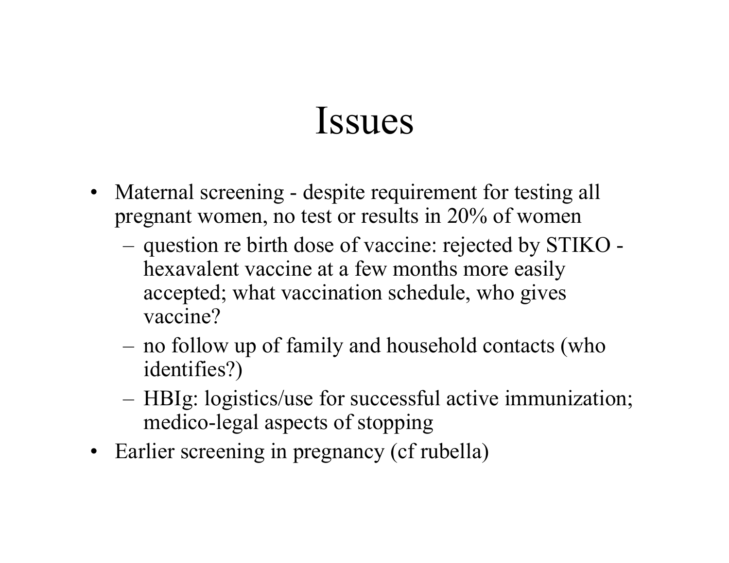# Issues

- Maternal screening - despite requirement for testing all pregnant women, no test or results in 20% of women
  - question re birth dose of vaccine: rejected by STIKO - hexavalent vaccine at a few months more easily accepted; what vaccination schedule, who gives vaccine?
  - no follow up of family and household contacts (who identifies?)
  - HBIg: logistics/use for successful active immunization; medico-legal aspects of stopping
- Earlier screening in pregnancy (cf rubella)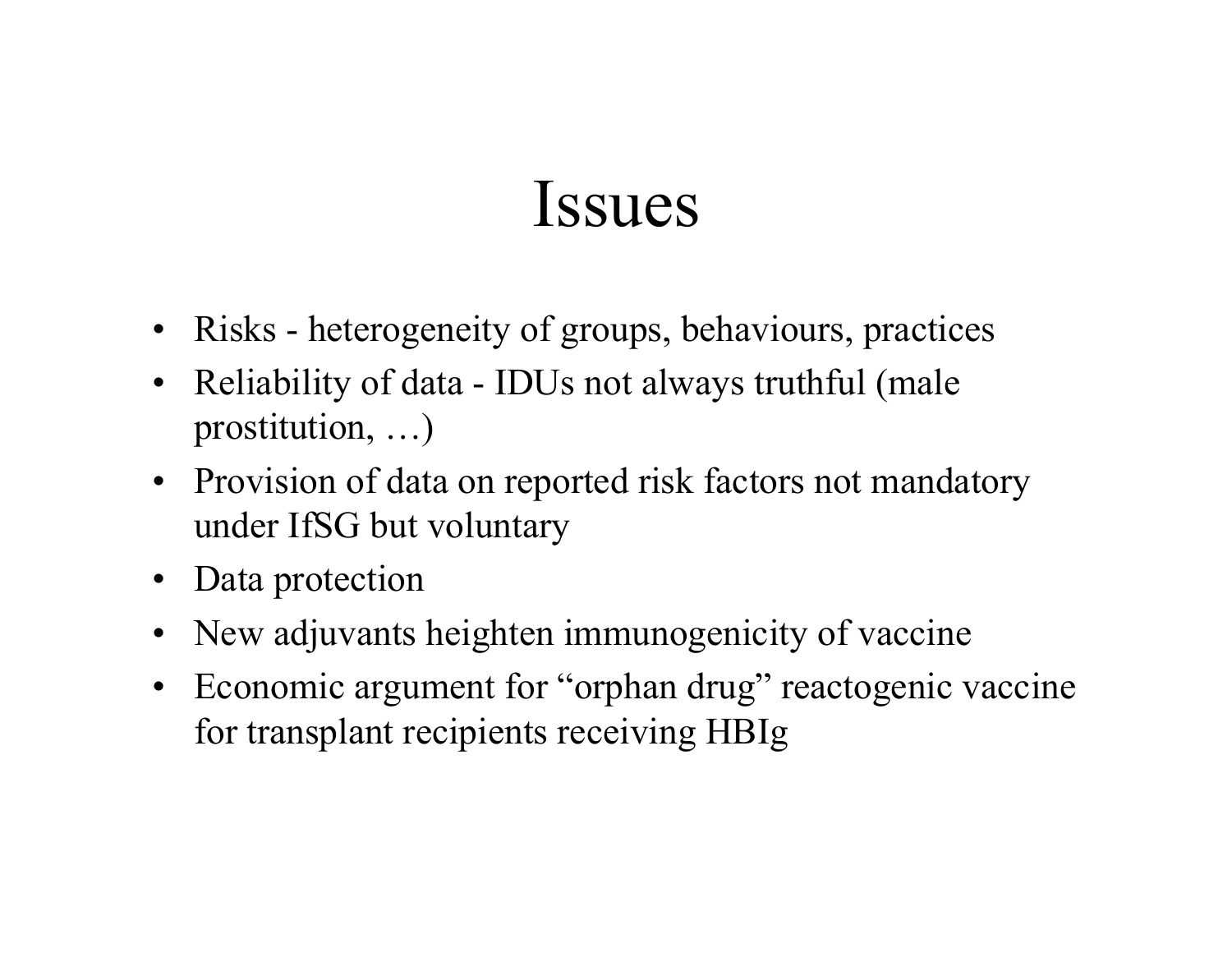# Issues

- Risks - heterogeneity of groups, behaviours, practices
- Reliability of data - IDUs not always truthful (male prostitution, …)
- Provision of data on reported risk factors not mandatory under IfSG but voluntary
- Data protection
- New adjuvants heighten immunogenicity of vaccine
- Economic argument for “orphan drug” reactogenic vaccine for transplant recipients receiving HBIg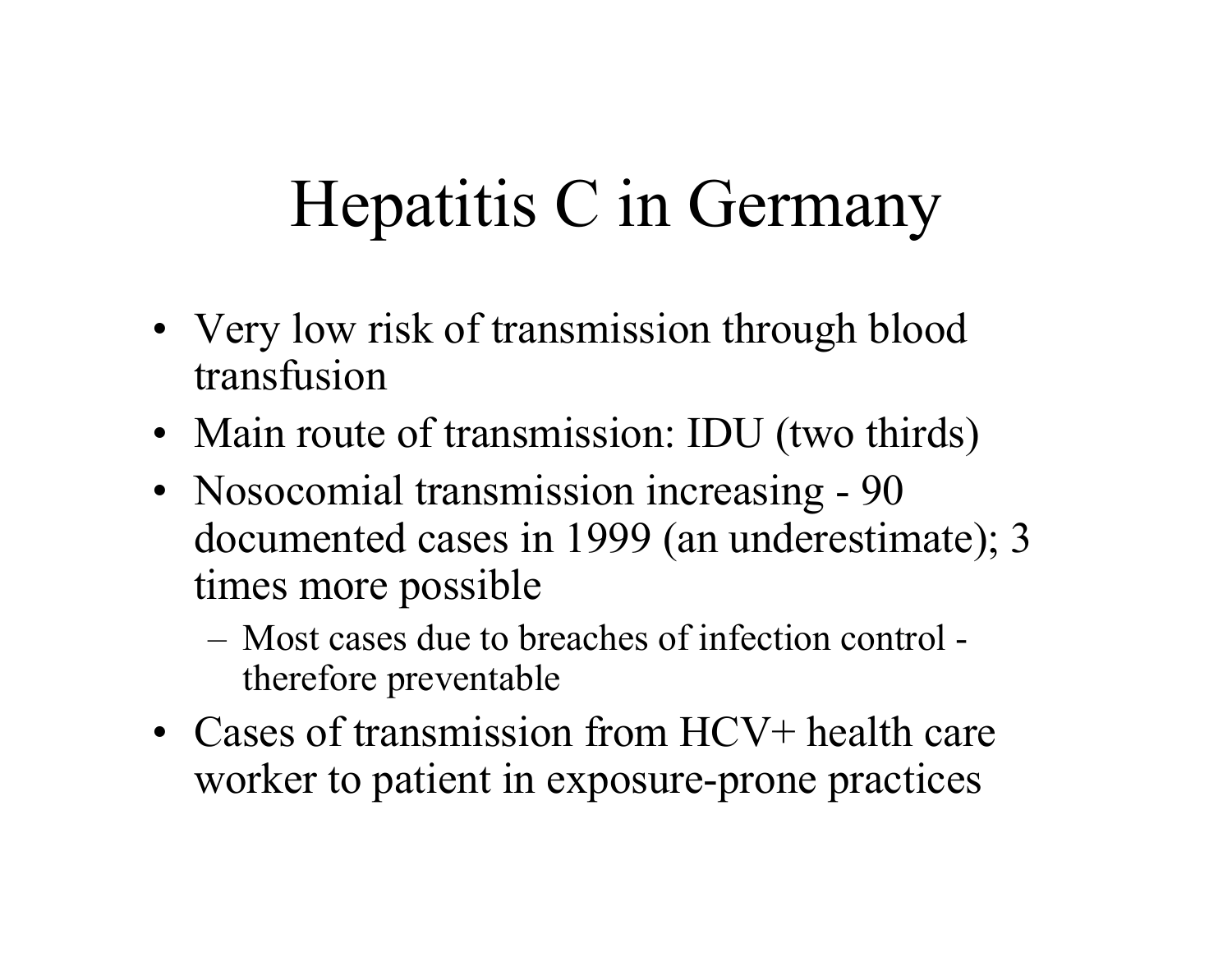# Hepatitis C in Germany

- Very low risk of transmission through blood transfusion
- Main route of transmission: IDU (two thirds)
- Nosocomial transmission increasing - 90 documented cases in 1999 (an underestimate); 3 times more possible
  - Most cases due to breaches of infection control - therefore preventable
- Cases of transmission from HCV+ health care worker to patient in exposure-prone practices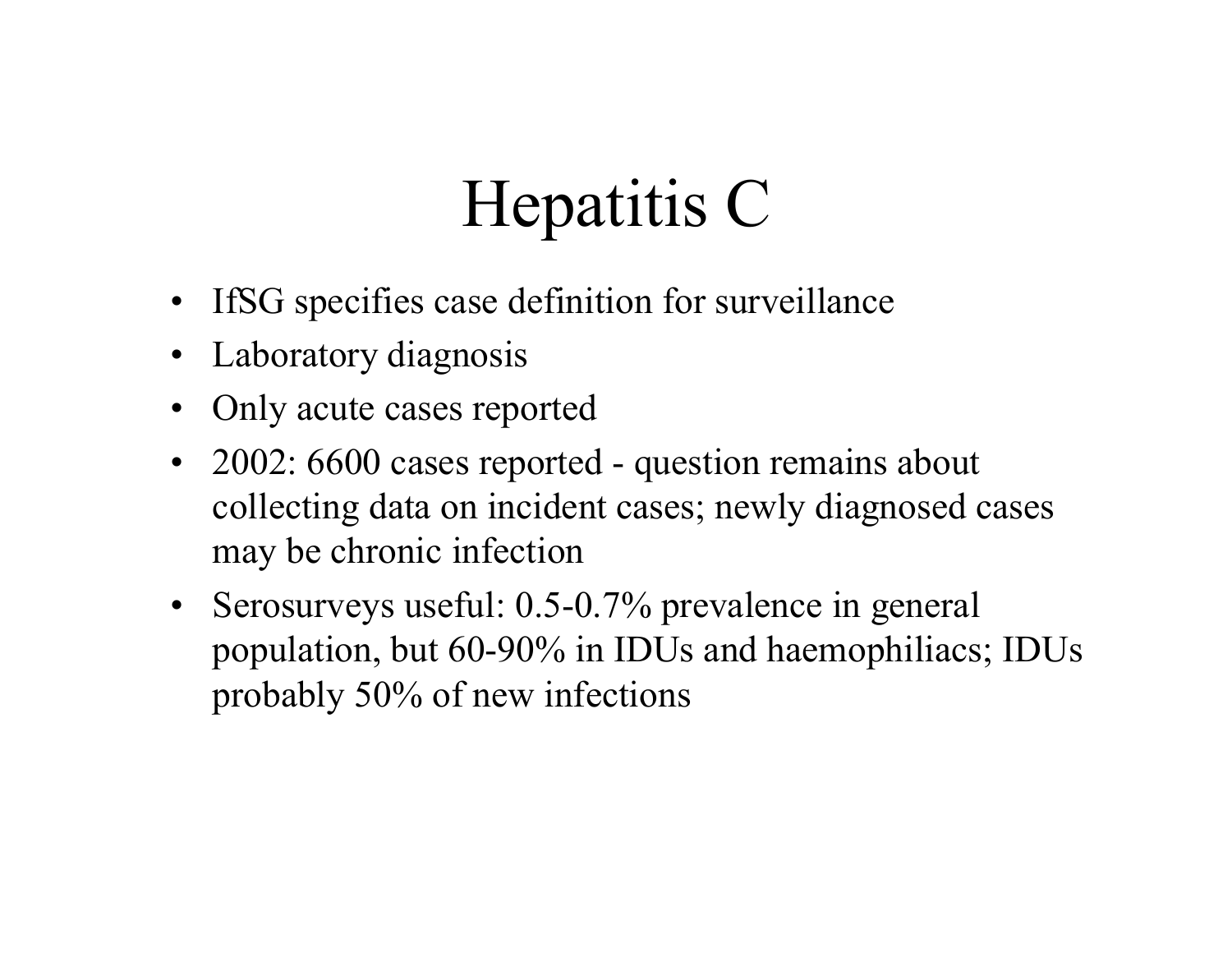# Hepatitis C

- IfSG specifies case definition for surveillance
- Laboratory diagnosis
- Only acute cases reported
- 2002: 6600 cases reported - question remains about collecting data on incident cases; newly diagnosed cases may be chronic infection
- Serosurveys useful: 0.5-0.7% prevalence in general population, but 60-90% in IDUs and haemophiliacs; IDUs probably 50% of new infections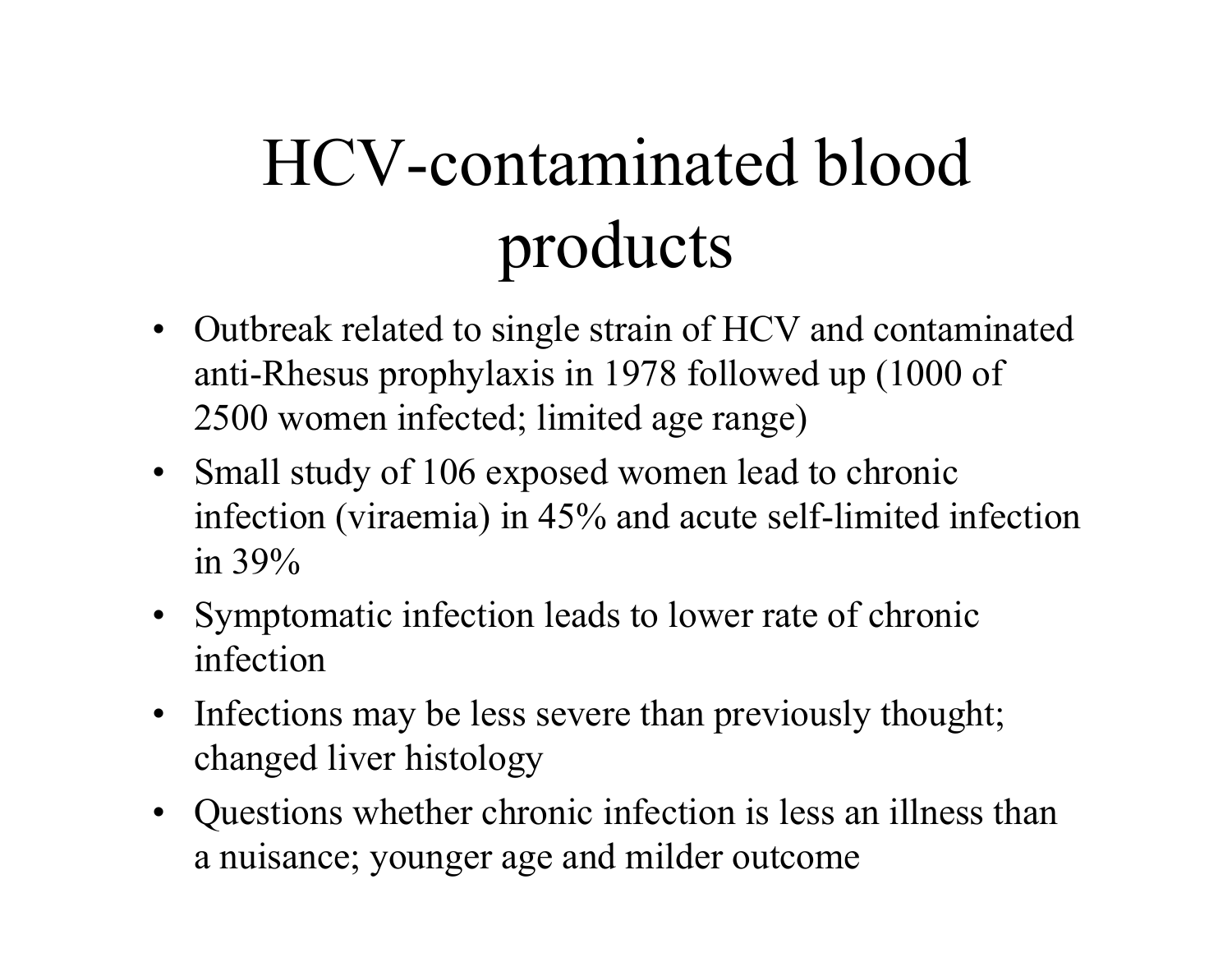# HCV-contaminated blood products

- Outbreak related to single strain of HCV and contaminated anti-Rhesus prophylaxis in 1978 followed up (1000 of 2500 women infected; limited age range)
- Small study of 106 exposed women lead to chronic infection (viraemia) in 45% and acute self-limited infection in 39%
- Symptomatic infection leads to lower rate of chronic infection
- Infections may be less severe than previously thought; changed liver histology
- Questions whether chronic infection is less an illness than a nuisance; younger age and milder outcome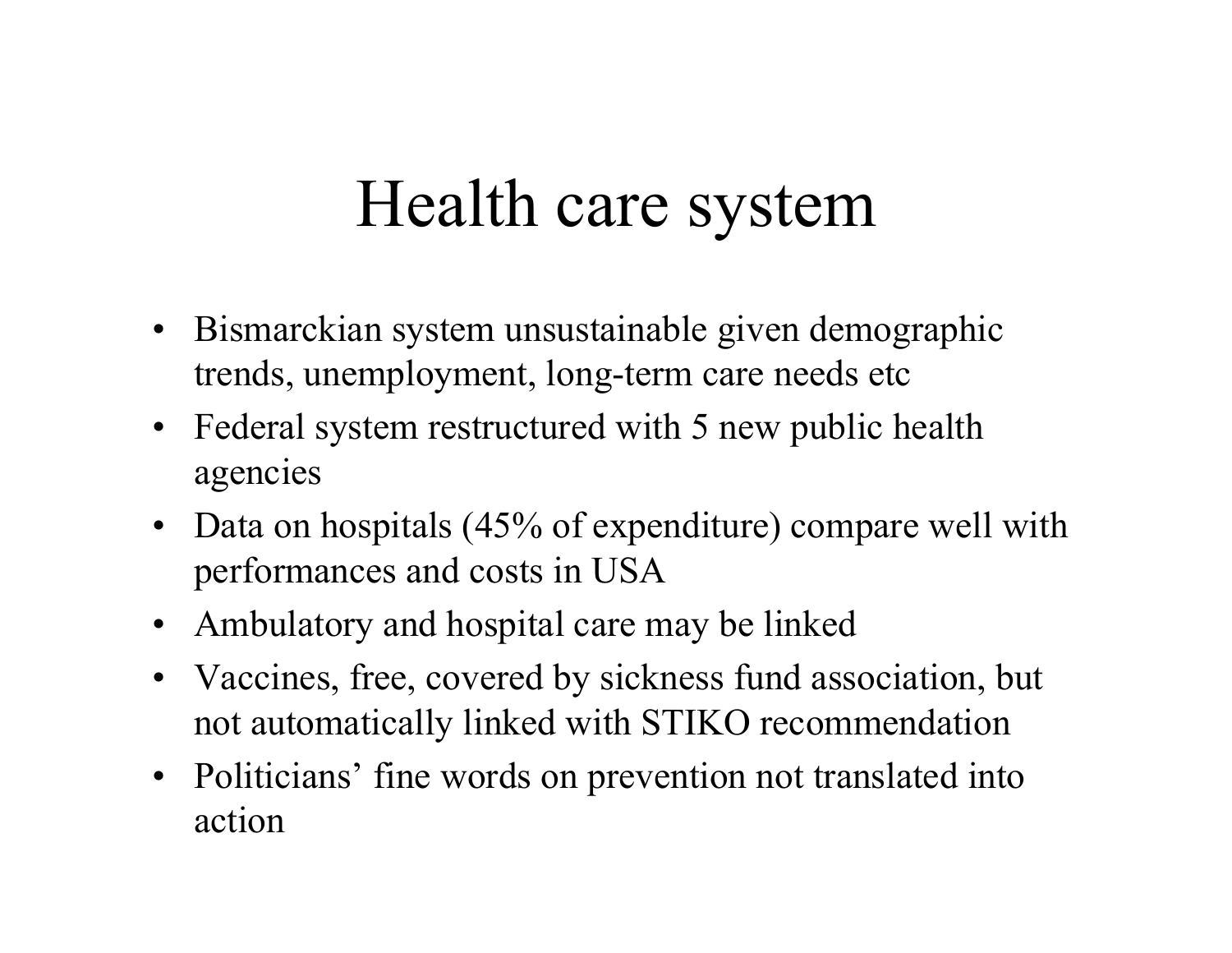# Health care system

- Bismarckian system unsustainable given demographic trends, unemployment, long-term care needs etc
- Federal system restructured with 5 new public health agencies
- Data on hospitals (45% of expenditure) compare well with performances and costs in USA
- Ambulatory and hospital care may be linked
- Vaccines, free, covered by sickness fund association, but not automatically linked with STIKO recommendation
- Politicians' fine words on prevention not translated into action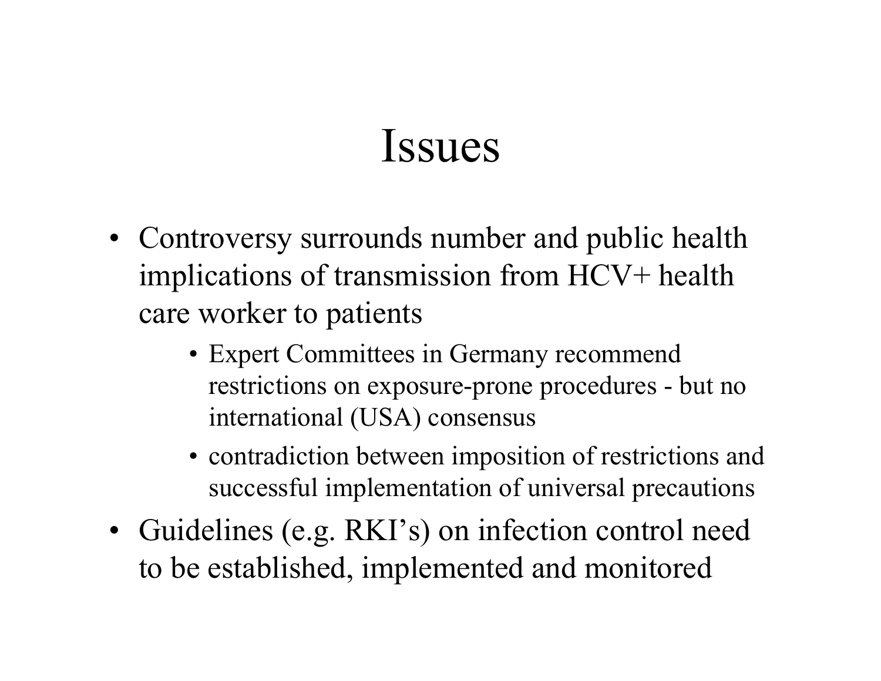# Issues

- Controversy surrounds number and public health implications of transmission from HCV+ health care worker to patients
  - Expert Committees in Germany recommend restrictions on exposure-prone procedures - but no international (USA) consensus
  - contradiction between imposition of restrictions and successful implementation of universal precautions
- Guidelines (e.g. RKI's) on infection control need to be established, implemented and monitored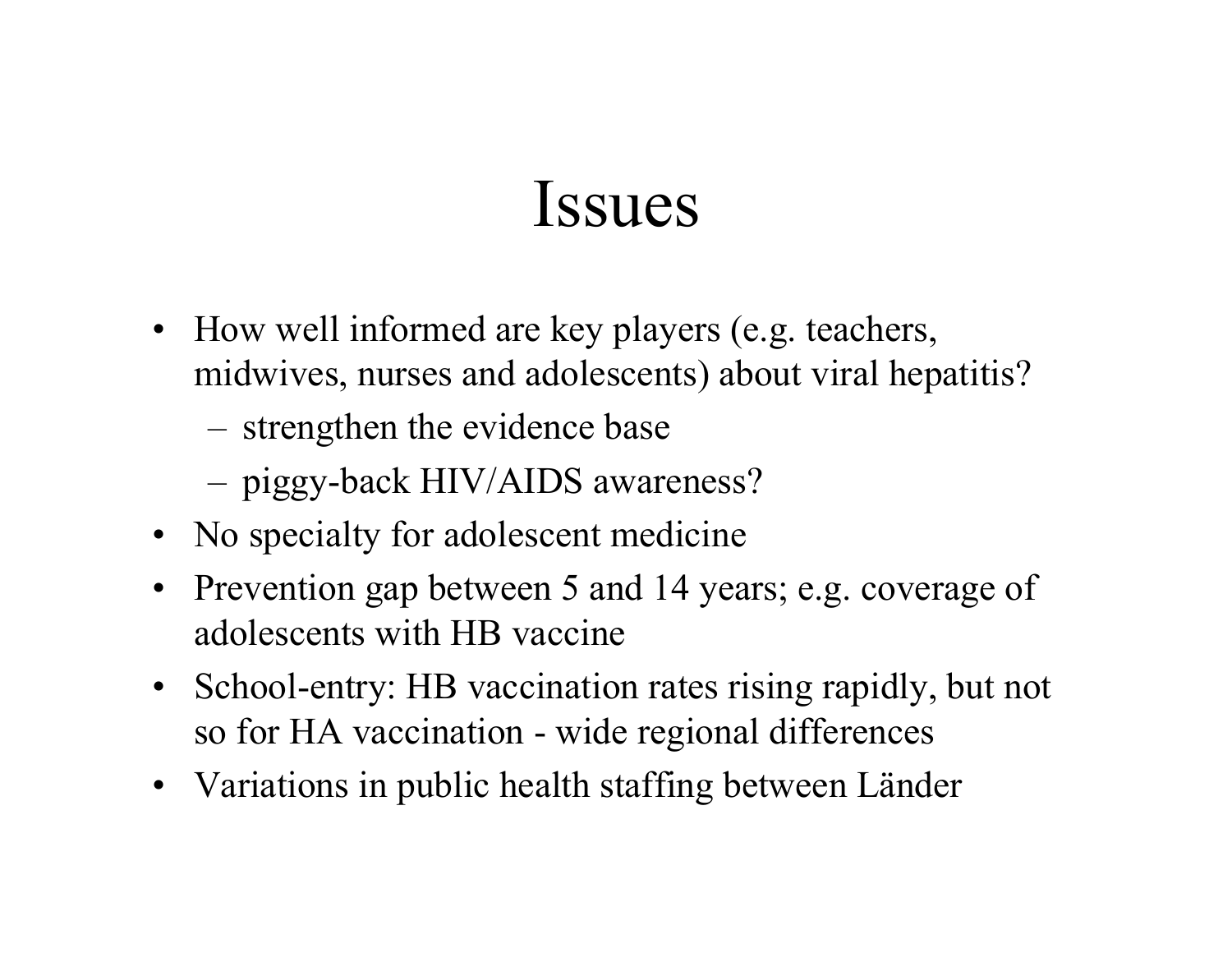# Issues

- How well informed are key players (e.g. teachers, midwives, nurses and adolescents) about viral hepatitis?
  - strengthen the evidence base
  - piggy-back HIV/AIDS awareness?
- No specialty for adolescent medicine
- Prevention gap between 5 and 14 years; e.g. coverage of adolescents with HB vaccine
- School-entry: HB vaccination rates rising rapidly, but not so for HA vaccination - wide regional differences
- Variations in public health staffing between Länder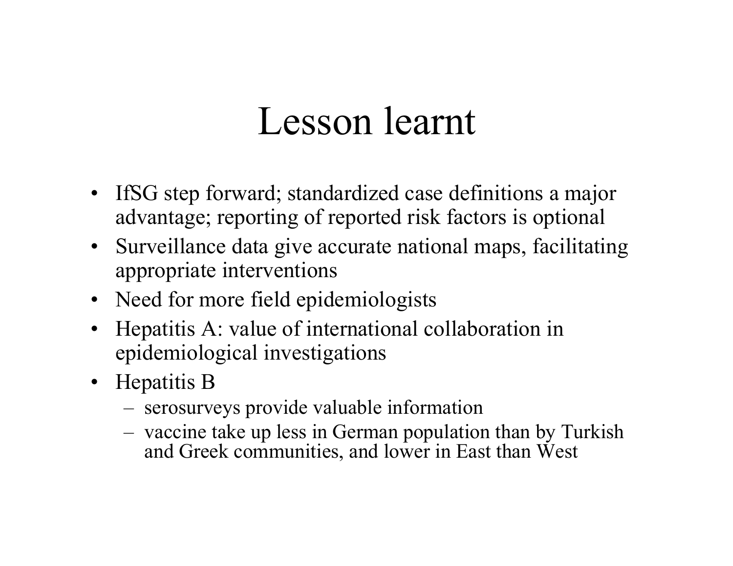# Lesson learnt

- IfSG step forward; standardized case definitions a major advantage; reporting of reported risk factors is optional
- Surveillance data give accurate national maps, facilitating appropriate interventions
- Need for more field epidemiologists
- Hepatitis A: value of international collaboration in epidemiological investigations
- Hepatitis B
  - serosurveys provide valuable information
  - vaccine take up less in German population than by Turkish and Greek communities, and lower in East than West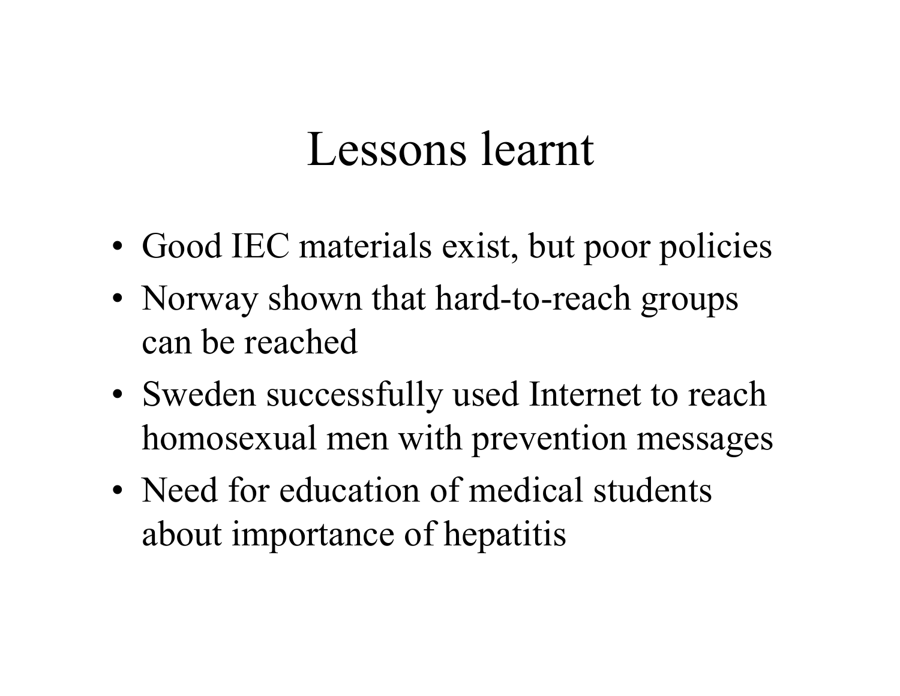# Lessons learnt

- Good IEC materials exist, but poor policies
- Norway shown that hard-to-reach groups can be reached
- Sweden successfully used Internet to reach homosexual men with prevention messages
- Need for education of medical students about importance of hepatitis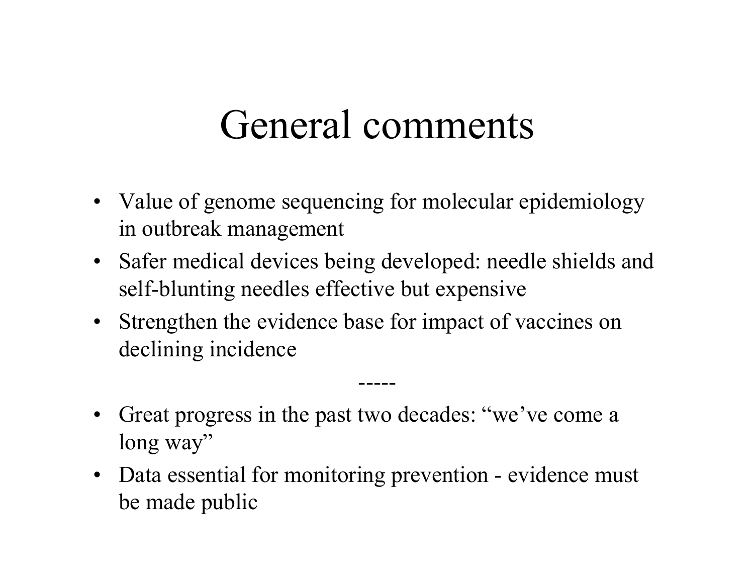# General comments

- Value of genome sequencing for molecular epidemiology in outbreak management
- Safer medical devices being developed: needle shields and self-blunting needles effective but expensive
- Strengthen the evidence base for impact of vaccines on declining incidence

-----

- Great progress in the past two decades: "we've come a long way"
- Data essential for monitoring prevention - evidence must be made public